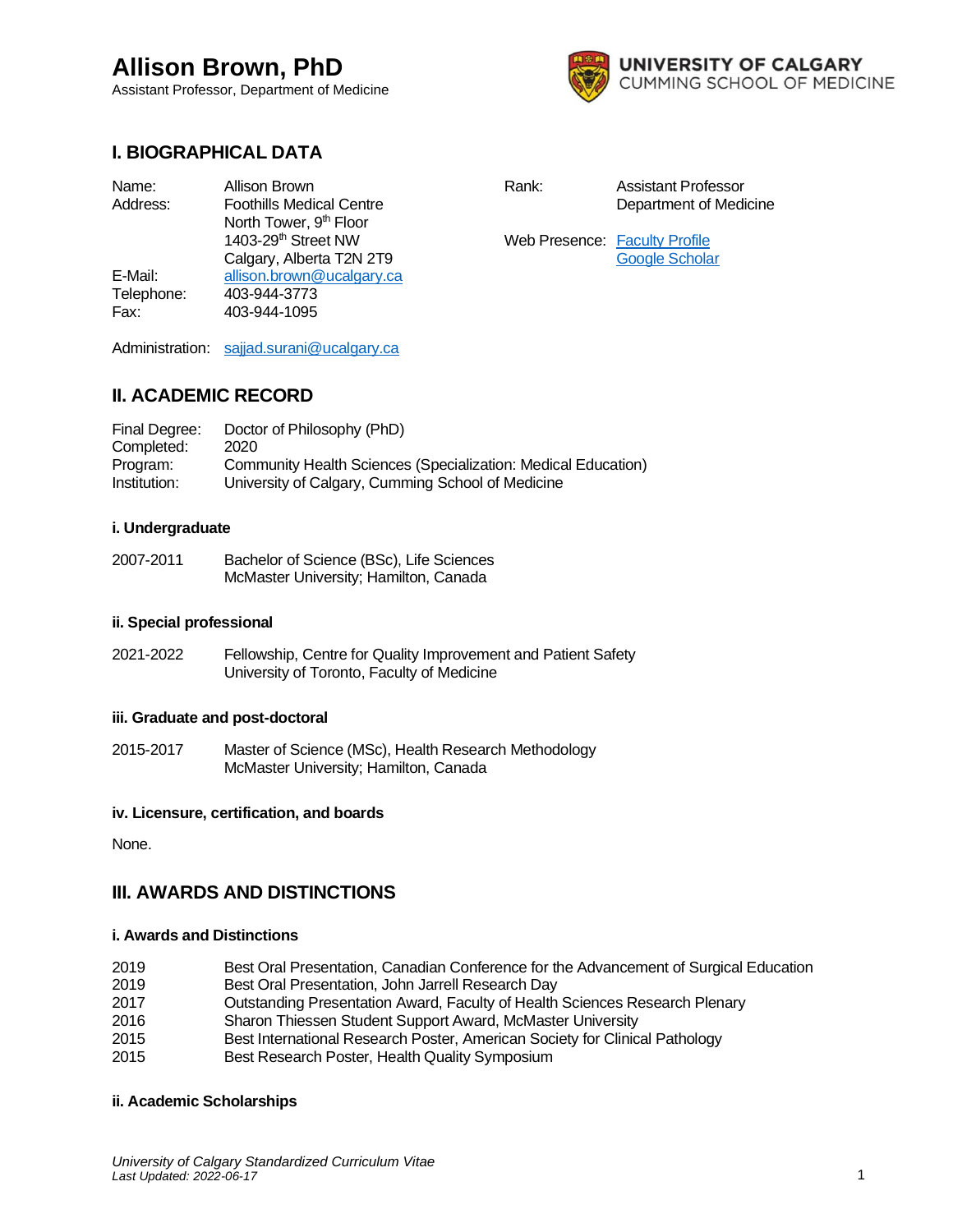# Allison Brown, PhD

Assistant Professor, Department of Medicine

## I. BIOGRAPHICAL DATA

| | | | |
|---|---|---|---|
| Name: | Allison Brown | Rank: | Assistant Professor<br>Department of Medicine |
| Address: | Foothills Medical Centre<br>North Tower, 9th Floor<br>1403-29th Street NW<br>Calgary, Alberta T2N 2T9 | Web Presence: | [Faculty Profile]<br>[Google Scholar] |
| E-Mail: | allison.brown@ucalgary.ca | | |
| Telephone: | 403-944-3773 | | |
| Fax: | 403-944-1095 | | |

Administration: sajjad.surani@ucalgary.ca

## II. ACADEMIC RECORD

| | |
|---|---|
| Final Degree: | Doctor of Philosophy (PhD) |
| Completed: | 2020 |
| Program: | Community Health Sciences (Specialization: Medical Education) |
| Institution: | University of Calgary, Cumming School of Medicine |

### i. Undergraduate

2007-2011 Bachelor of Science (BSc), Life Sciences
McMaster University; Hamilton, Canada

### ii. Special professional

2021-2022 Fellowship, Centre for Quality Improvement and Patient Safety
University of Toronto, Faculty of Medicine

### iii. Graduate and post-doctoral

2015-2017 Master of Science (MSc), Health Research Methodology
McMaster University; Hamilton, Canada

### iv. Licensure, certification, and boards

None.

## III. AWARDS AND DISTINCTIONS

### i. Awards and Distinctions

| | |
|---|---|
| 2019 | Best Oral Presentation, Canadian Conference for the Advancement of Surgical Education |
| 2019 | Best Oral Presentation, John Jarrell Research Day |
| 2017 | Outstanding Presentation Award, Faculty of Health Sciences Research Plenary |
| 2016 | Sharon Thiessen Student Support Award, McMaster University |
| 2015 | Best International Research Poster, American Society for Clinical Pathology |
| 2015 | Best Research Poster, Health Quality Symposium |

### ii. Academic Scholarships

*University of Calgary Standardized Curriculum Vitae*
*Last Updated: 2022-06-17*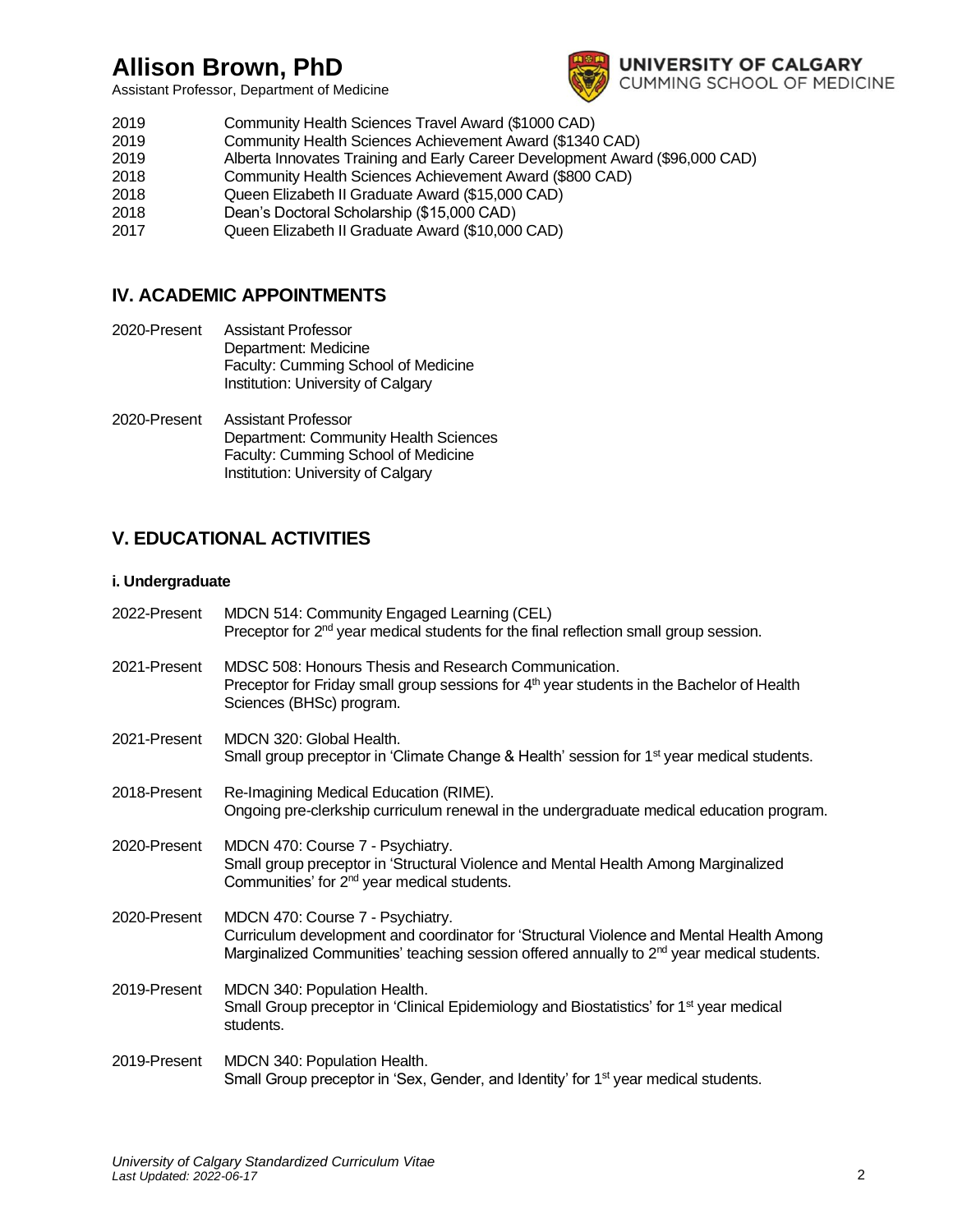| | |
|---|---|
| 2019 | Community Health Sciences Travel Award ($1000 CAD) |
| 2019 | Community Health Sciences Achievement Award ($1340 CAD) |
| 2019 | Alberta Innovates Training and Early Career Development Award ($96,000 CAD) |
| 2018 | Community Health Sciences Achievement Award ($800 CAD) |
| 2018 | Queen Elizabeth II Graduate Award ($15,000 CAD) |
| 2018 | Dean's Doctoral Scholarship ($15,000 CAD) |
| 2017 | Queen Elizabeth II Graduate Award ($10,000 CAD) |

## IV. ACADEMIC APPOINTMENTS

2020-Present Assistant Professor
Department: Medicine
Faculty: Cumming School of Medicine
Institution: University of Calgary

2020-Present Assistant Professor
Department: Community Health Sciences
Faculty: Cumming School of Medicine
Institution: University of Calgary

## V. EDUCATIONAL ACTIVITIES

### i. Undergraduate

2022-Present MDCN 514: Community Engaged Learning (CEL)
Preceptor for 2nd year medical students for the final reflection small group session.

2021-Present MDSC 508: Honours Thesis and Research Communication.
Preceptor for Friday small group sessions for 4th year students in the Bachelor of Health Sciences (BHSc) program.

2021-Present MDCN 320: Global Health.
Small group preceptor in 'Climate Change & Health' session for 1st year medical students.

2018-Present Re-Imagining Medical Education (RIME).
Ongoing pre-clerkship curriculum renewal in the undergraduate medical education program.

2020-Present MDCN 470: Course 7 - Psychiatry.
Small group preceptor in 'Structural Violence and Mental Health Among Marginalized Communities' for 2nd year medical students.

2020-Present MDCN 470: Course 7 - Psychiatry.
Curriculum development and coordinator for 'Structural Violence and Mental Health Among Marginalized Communities' teaching session offered annually to 2nd year medical students.

2019-Present MDCN 340: Population Health.
Small Group preceptor in 'Clinical Epidemiology and Biostatistics' for 1st year medical students.

2019-Present MDCN 340: Population Health.
Small Group preceptor in 'Sex, Gender, and Identity' for 1st year medical students.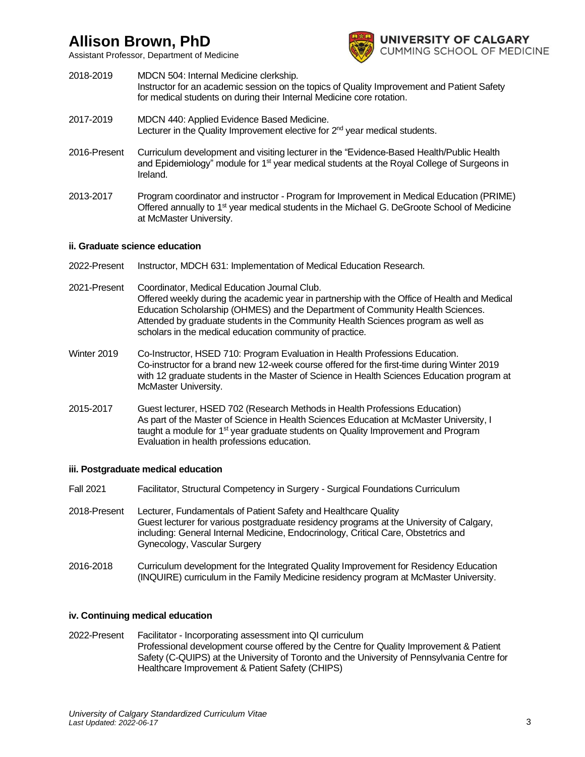2018-2019 MDCN 504: Internal Medicine clerkship.
Instructor for an academic session on the topics of Quality Improvement and Patient Safety for medical students on during their Internal Medicine core rotation.

2017-2019 MDCN 440: Applied Evidence Based Medicine.
Lecturer in the Quality Improvement elective for 2nd year medical students.

2016-Present Curriculum development and visiting lecturer in the “Evidence-Based Health/Public Health and Epidemiology” module for 1st year medical students at the Royal College of Surgeons in Ireland.

2013-2017 Program coordinator and instructor - Program for Improvement in Medical Education (PRIME) Offered annually to 1st year medical students in the Michael G. DeGroote School of Medicine at McMaster University.

**ii. Graduate science education**

2022-Present Instructor, MDCH 631: Implementation of Medical Education Research.

2021-Present Coordinator, Medical Education Journal Club.
Offered weekly during the academic year in partnership with the Office of Health and Medical Education Scholarship (OHMES) and the Department of Community Health Sciences. Attended by graduate students in the Community Health Sciences program as well as scholars in the medical education community of practice.

Winter 2019 Co-Instructor, HSED 710: Program Evaluation in Health Professions Education.
Co-instructor for a brand new 12-week course offered for the first-time during Winter 2019 with 12 graduate students in the Master of Science in Health Sciences Education program at McMaster University.

2015-2017 Guest lecturer, HSED 702 (Research Methods in Health Professions Education)
As part of the Master of Science in Health Sciences Education at McMaster University, I taught a module for 1st year graduate students on Quality Improvement and Program Evaluation in health professions education.

**iii. Postgraduate medical education**

Fall 2021 Facilitator, Structural Competency in Surgery - Surgical Foundations Curriculum

2018-Present Lecturer, Fundamentals of Patient Safety and Healthcare Quality
Guest lecturer for various postgraduate residency programs at the University of Calgary, including: General Internal Medicine, Endocrinology, Critical Care, Obstetrics and Gynecology, Vascular Surgery

2016-2018 Curriculum development for the Integrated Quality Improvement for Residency Education (INQUIRE) curriculum in the Family Medicine residency program at McMaster University.

**iv. Continuing medical education**

2022-Present Facilitator - Incorporating assessment into QI curriculum
Professional development course offered by the Centre for Quality Improvement & Patient Safety (C-QUIPS) at the University of Toronto and the University of Pennsylvania Centre for Healthcare Improvement & Patient Safety (CHIPS)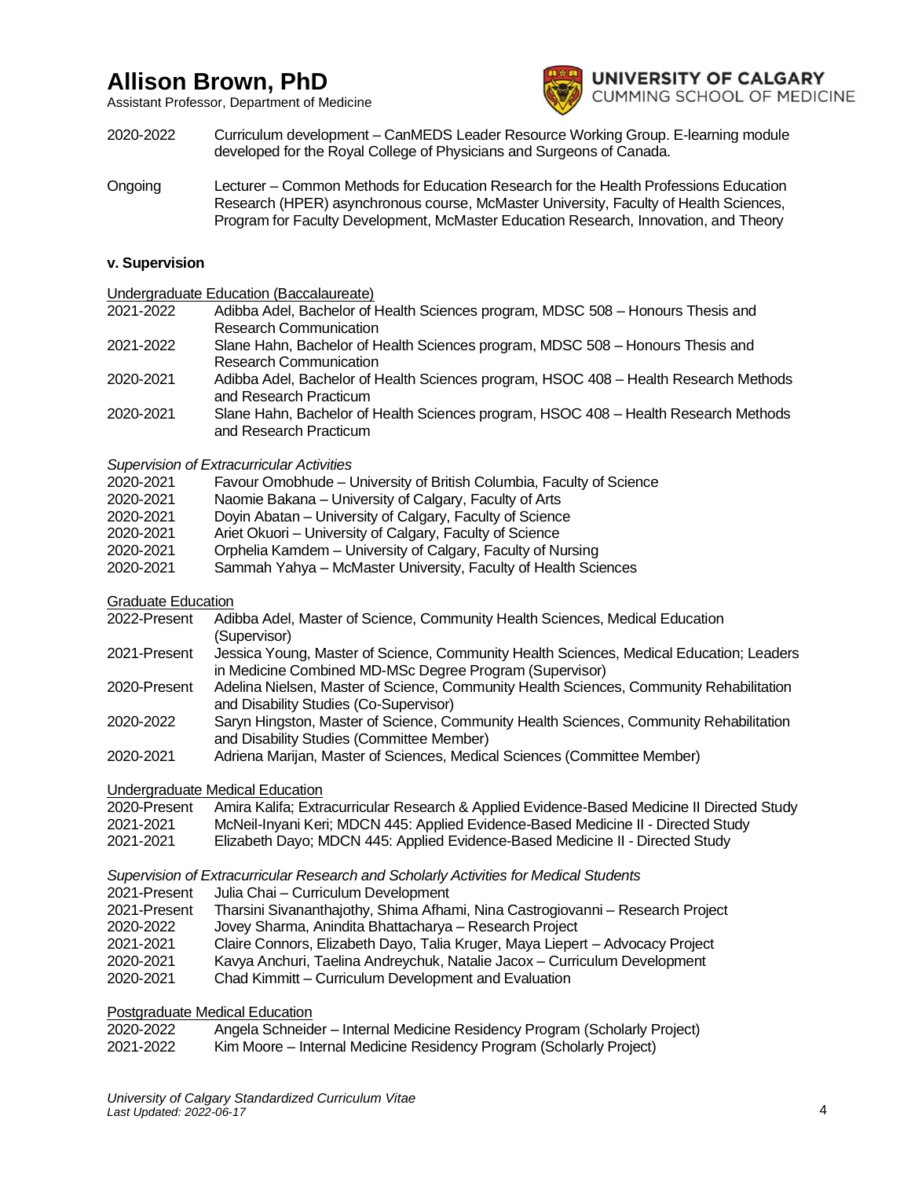2020-2022 Curriculum development – CanMEDS Leader Resource Working Group. E-learning module developed for the Royal College of Physicians and Surgeons of Canada.

Ongoing Lecturer – Common Methods for Education Research for the Health Professions Education Research (HPER) asynchronous course, McMaster University, Faculty of Health Sciences, Program for Faculty Development, McMaster Education Research, Innovation, and Theory

**v. Supervision**

Undergraduate Education (Baccalaureate)

| | |
|---|---|
| 2021-2022 | Adibba Adel, Bachelor of Health Sciences program, MDSC 508 – Honours Thesis and Research Communication |
| 2021-2022 | Slane Hahn, Bachelor of Health Sciences program, MDSC 508 – Honours Thesis and Research Communication |
| 2020-2021 | Adibba Adel, Bachelor of Health Sciences program, HSOC 408 – Health Research Methods and Research Practicum |
| 2020-2021 | Slane Hahn, Bachelor of Health Sciences program, HSOC 408 – Health Research Methods and Research Practicum |

*Supervision of Extracurricular Activities*

| | |
|---|---|
| 2020-2021 | Favour Omobhude – University of British Columbia, Faculty of Science |
| 2020-2021 | Naomie Bakana – University of Calgary, Faculty of Arts |
| 2020-2021 | Doyin Abatan – University of Calgary, Faculty of Science |
| 2020-2021 | Ariet Okuori – University of Calgary, Faculty of Science |
| 2020-2021 | Orphelia Kamdem – University of Calgary, Faculty of Nursing |
| 2020-2021 | Sammah Yahya – McMaster University, Faculty of Health Sciences |

Graduate Education

| | |
|---|---|
| 2022-Present | Adibba Adel, Master of Science, Community Health Sciences, Medical Education (Supervisor) |
| 2021-Present | Jessica Young, Master of Science, Community Health Sciences, Medical Education; Leaders in Medicine Combined MD-MSc Degree Program (Supervisor) |
| 2020-Present | Adelina Nielsen, Master of Science, Community Health Sciences, Community Rehabilitation and Disability Studies (Co-Supervisor) |
| 2020-2022 | Saryn Hingston, Master of Science, Community Health Sciences, Community Rehabilitation and Disability Studies (Committee Member) |
| 2020-2021 | Adriena Marijan, Master of Sciences, Medical Sciences (Committee Member) |

Undergraduate Medical Education

| | |
|---|---|
| 2020-Present | Amira Kalifa; Extracurricular Research & Applied Evidence-Based Medicine II Directed Study |
| 2021-2021 | McNeil-Inyani Keri; MDCN 445: Applied Evidence-Based Medicine II - Directed Study |
| 2021-2021 | Elizabeth Dayo; MDCN 445: Applied Evidence-Based Medicine II - Directed Study |

*Supervision of Extracurricular Research and Scholarly Activities for Medical Students*

| | |
|---|---|
| 2021-Present | Julia Chai – Curriculum Development |
| 2021-Present | Tharsini Sivananthajothy, Shima Afhami, Nina Castrogiovanni – Research Project |
| 2020-2022 | Jovey Sharma, Anindita Bhattacharya – Research Project |
| 2021-2021 | Claire Connors, Elizabeth Dayo, Talia Kruger, Maya Liepert – Advocacy Project |
| 2020-2021 | Kavya Anchuri, Taelina Andreychuk, Natalie Jacox – Curriculum Development |
| 2020-2021 | Chad Kimmitt – Curriculum Development and Evaluation |

Postgraduate Medical Education

| | |
|---|---|
| 2020-2022 | Angela Schneider – Internal Medicine Residency Program (Scholarly Project) |
| 2021-2022 | Kim Moore – Internal Medicine Residency Program (Scholarly Project) |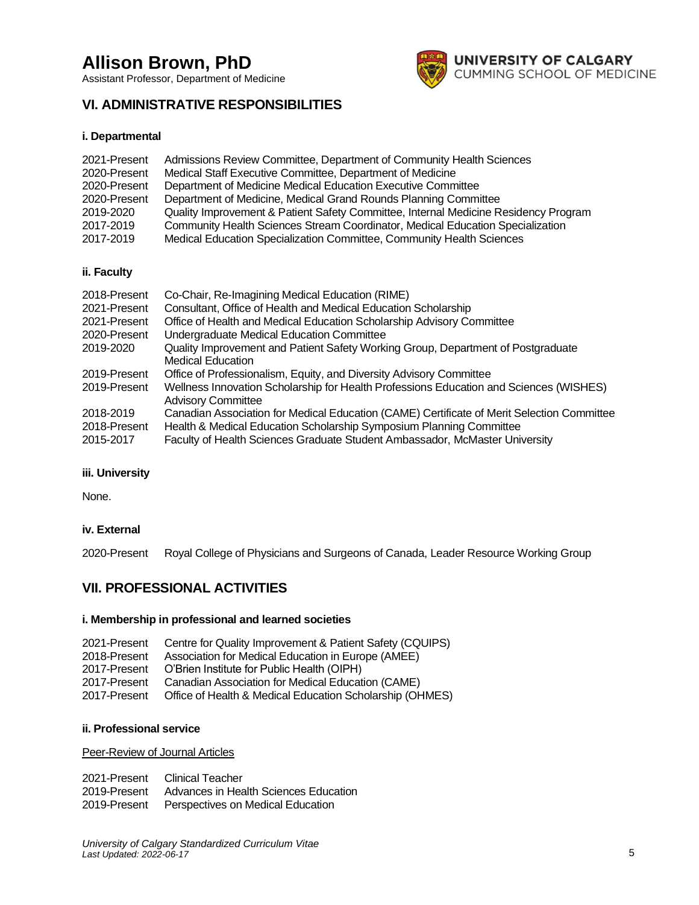## VI. ADMINISTRATIVE RESPONSIBILITIES

**i. Departmental**

| | |
|---|---|
| 2021-Present | Admissions Review Committee, Department of Community Health Sciences |
| 2020-Present | Medical Staff Executive Committee, Department of Medicine |
| 2020-Present | Department of Medicine Medical Education Executive Committee |
| 2020-Present | Department of Medicine, Medical Grand Rounds Planning Committee |
| 2019-2020 | Quality Improvement & Patient Safety Committee, Internal Medicine Residency Program |
| 2017-2019 | Community Health Sciences Stream Coordinator, Medical Education Specialization |
| 2017-2019 | Medical Education Specialization Committee, Community Health Sciences |

**ii. Faculty**

| | |
|---|---|
| 2018-Present | Co-Chair, Re-Imagining Medical Education (RIME) |
| 2021-Present | Consultant, Office of Health and Medical Education Scholarship |
| 2021-Present | Office of Health and Medical Education Scholarship Advisory Committee |
| 2020-Present | Undergraduate Medical Education Committee |
| 2019-2020 | Quality Improvement and Patient Safety Working Group, Department of Postgraduate Medical Education |
| 2019-Present | Office of Professionalism, Equity, and Diversity Advisory Committee |
| 2019-Present | Wellness Innovation Scholarship for Health Professions Education and Sciences (WISHES) Advisory Committee |
| 2018-2019 | Canadian Association for Medical Education (CAME) Certificate of Merit Selection Committee |
| 2018-Present | Health & Medical Education Scholarship Symposium Planning Committee |
| 2015-2017 | Faculty of Health Sciences Graduate Student Ambassador, McMaster University |

**iii. University**

None.

**iv. External**

| | |
|---|---|
| 2020-Present | Royal College of Physicians and Surgeons of Canada, Leader Resource Working Group |

## VII. PROFESSIONAL ACTIVITIES

**i. Membership in professional and learned societies**

| | |
|---|---|
| 2021-Present | Centre for Quality Improvement & Patient Safety (CQUIPS) |
| 2018-Present | Association for Medical Education in Europe (AMEE) |
| 2017-Present | O'Brien Institute for Public Health (OIPH) |
| 2017-Present | Canadian Association for Medical Education (CAME) |
| 2017-Present | Office of Health & Medical Education Scholarship (OHMES) |

**ii. Professional service**

Peer-Review of Journal Articles

| | |
|---|---|
| 2021-Present | Clinical Teacher |
| 2019-Present | Advances in Health Sciences Education |
| 2019-Present | Perspectives on Medical Education |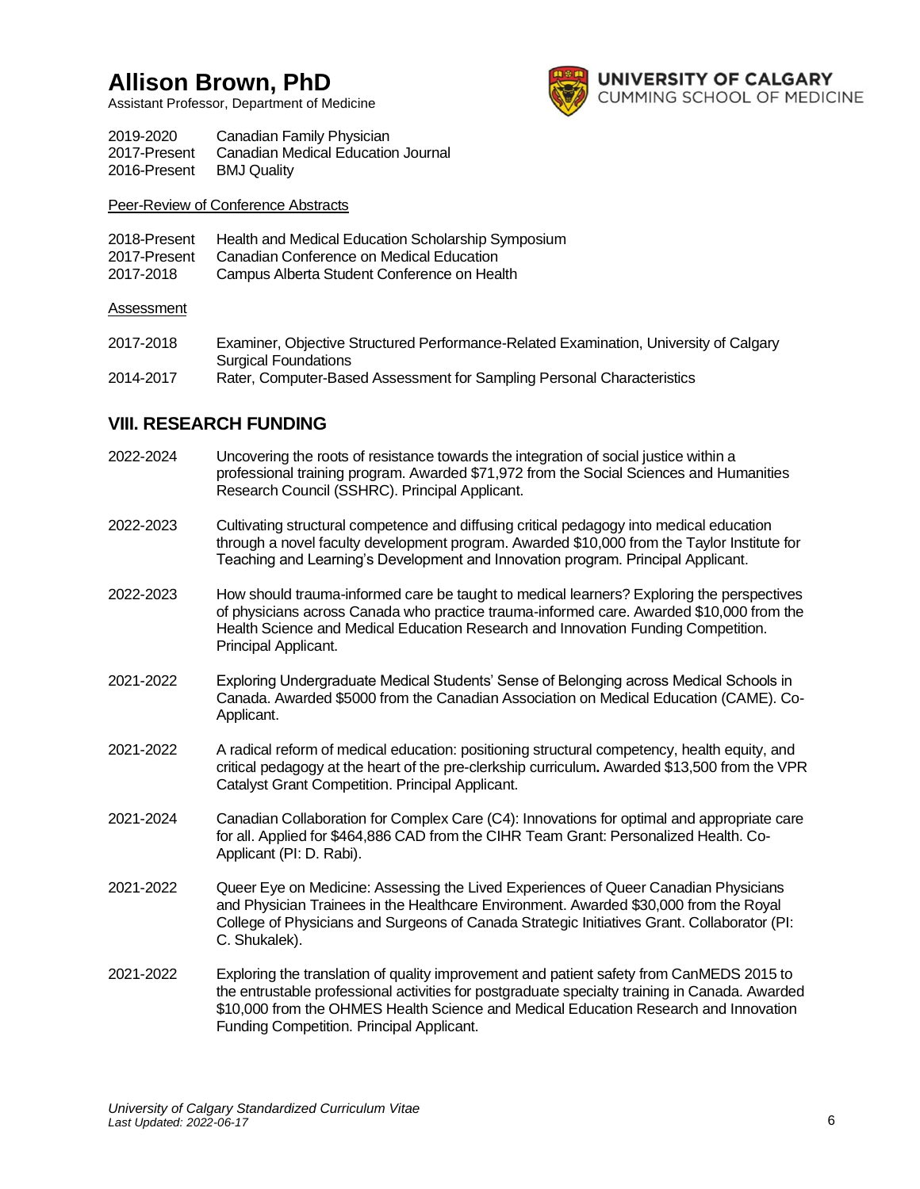2019-2020 Canadian Family Physician
2017-Present Canadian Medical Education Journal
2016-Present BMJ Quality

Peer-Review of Conference Abstracts

2018-Present Health and Medical Education Scholarship Symposium
2017-Present Canadian Conference on Medical Education
2017-2018 Campus Alberta Student Conference on Health

Assessment

2017-2018 Examiner, Objective Structured Performance-Related Examination, University of Calgary Surgical Foundations
2014-2017 Rater, Computer-Based Assessment for Sampling Personal Characteristics

## VIII. RESEARCH FUNDING

2022-2024 Uncovering the roots of resistance towards the integration of social justice within a professional training program. Awarded $71,972 from the Social Sciences and Humanities Research Council (SSHRC). Principal Applicant.

2022-2023 Cultivating structural competence and diffusing critical pedagogy into medical education through a novel faculty development program. Awarded $10,000 from the Taylor Institute for Teaching and Learning's Development and Innovation program. Principal Applicant.

2022-2023 How should trauma-informed care be taught to medical learners? Exploring the perspectives of physicians across Canada who practice trauma-informed care. Awarded $10,000 from the Health Science and Medical Education Research and Innovation Funding Competition. Principal Applicant.

2021-2022 Exploring Undergraduate Medical Students' Sense of Belonging across Medical Schools in Canada. Awarded $5000 from the Canadian Association on Medical Education (CAME). Co-Applicant.

2021-2022 A radical reform of medical education: positioning structural competency, health equity, and critical pedagogy at the heart of the pre-clerkship curriculum**.** Awarded $13,500 from the VPR Catalyst Grant Competition. Principal Applicant.

2021-2024 Canadian Collaboration for Complex Care (C4): Innovations for optimal and appropriate care for all. Applied for $464,886 CAD from the CIHR Team Grant: Personalized Health. Co-Applicant (PI: D. Rabi).

2021-2022 Queer Eye on Medicine: Assessing the Lived Experiences of Queer Canadian Physicians and Physician Trainees in the Healthcare Environment. Awarded $30,000 from the Royal College of Physicians and Surgeons of Canada Strategic Initiatives Grant. Collaborator (PI: C. Shukalek).

2021-2022 Exploring the translation of quality improvement and patient safety from CanMEDS 2015 to the entrustable professional activities for postgraduate specialty training in Canada. Awarded $10,000 from the OHMES Health Science and Medical Education Research and Innovation Funding Competition. Principal Applicant.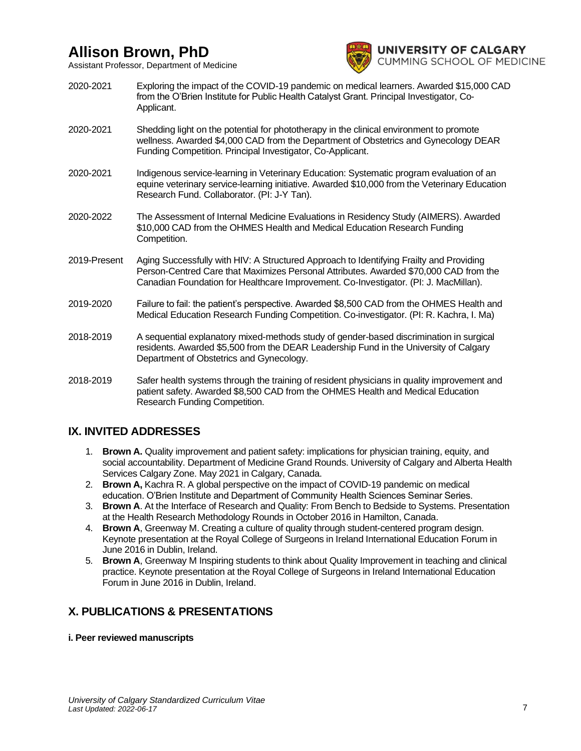2020-2021 Exploring the impact of the COVID-19 pandemic on medical learners. Awarded $15,000 CAD from the O'Brien Institute for Public Health Catalyst Grant. Principal Investigator, Co-Applicant.

2020-2021 Shedding light on the potential for phototherapy in the clinical environment to promote wellness. Awarded $4,000 CAD from the Department of Obstetrics and Gynecology DEAR Funding Competition. Principal Investigator, Co-Applicant.

2020-2021 Indigenous service-learning in Veterinary Education: Systematic program evaluation of an equine veterinary service-learning initiative. Awarded $10,000 from the Veterinary Education Research Fund. Collaborator. (PI: J-Y Tan).

2020-2022 The Assessment of Internal Medicine Evaluations in Residency Study (AIMERS). Awarded $10,000 CAD from the OHMES Health and Medical Education Research Funding Competition.

2019-Present Aging Successfully with HIV: A Structured Approach to Identifying Frailty and Providing Person-Centred Care that Maximizes Personal Attributes. Awarded $70,000 CAD from the Canadian Foundation for Healthcare Improvement. Co-Investigator. (PI: J. MacMillan).

2019-2020 Failure to fail: the patient's perspective. Awarded $8,500 CAD from the OHMES Health and Medical Education Research Funding Competition. Co-investigator. (PI: R. Kachra, I. Ma)

2018-2019 A sequential explanatory mixed-methods study of gender-based discrimination in surgical residents. Awarded $5,500 from the DEAR Leadership Fund in the University of Calgary Department of Obstetrics and Gynecology.

2018-2019 Safer health systems through the training of resident physicians in quality improvement and patient safety. Awarded $8,500 CAD from the OHMES Health and Medical Education Research Funding Competition.

## IX. INVITED ADDRESSES

1. **Brown A.** Quality improvement and patient safety: implications for physician training, equity, and social accountability. Department of Medicine Grand Rounds. University of Calgary and Alberta Health Services Calgary Zone. May 2021 in Calgary, Canada.
2. **Brown A,** Kachra R. A global perspective on the impact of COVID-19 pandemic on medical education. O'Brien Institute and Department of Community Health Sciences Seminar Series.
3. **Brown A**. At the Interface of Research and Quality: From Bench to Bedside to Systems. Presentation at the Health Research Methodology Rounds in October 2016 in Hamilton, Canada.
4. **Brown A**, Greenway M. Creating a culture of quality through student-centered program design. Keynote presentation at the Royal College of Surgeons in Ireland International Education Forum in June 2016 in Dublin, Ireland.
5. **Brown A**, Greenway M Inspiring students to think about Quality Improvement in teaching and clinical practice. Keynote presentation at the Royal College of Surgeons in Ireland International Education Forum in June 2016 in Dublin, Ireland.

## X. PUBLICATIONS & PRESENTATIONS

**i. Peer reviewed manuscripts**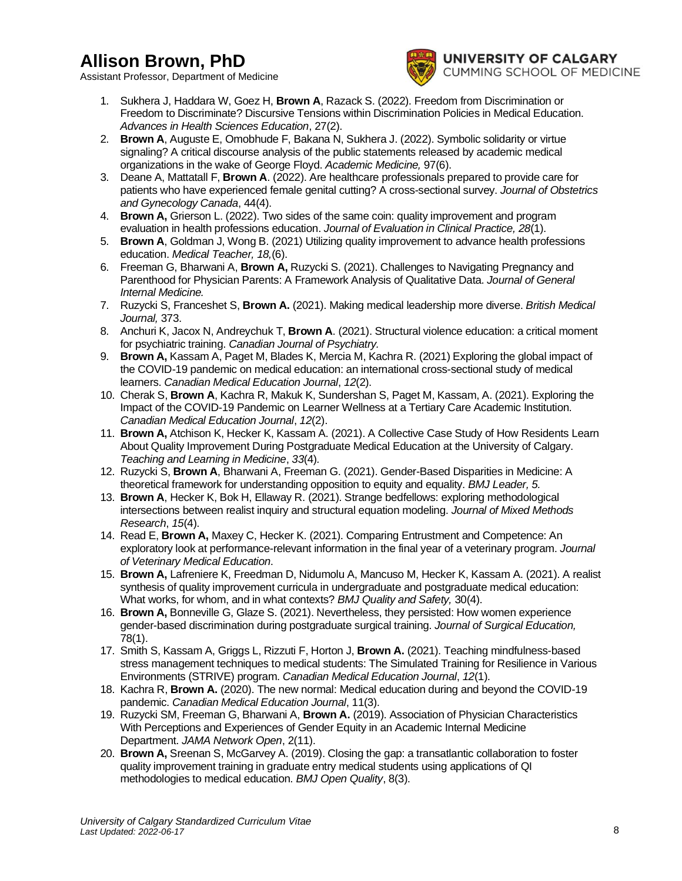1. Sukhera J, Haddara W, Goez H, **Brown A**, Razack S. (2022). Freedom from Discrimination or Freedom to Discriminate? Discursive Tensions within Discrimination Policies in Medical Education. *Advances in Health Sciences Education*, 27(2).
2. **Brown A**, Auguste E, Omobhude F, Bakana N, Sukhera J. (2022). Symbolic solidarity or virtue signaling? A critical discourse analysis of the public statements released by academic medical organizations in the wake of George Floyd. *Academic Medicine,* 97(6).
3. Deane A, Mattatall F, **Brown A**. (2022). Are healthcare professionals prepared to provide care for patients who have experienced female genital cutting? A cross-sectional survey. *Journal of Obstetrics and Gynecology Canada*, 44(4).
4. **Brown A,** Grierson L. (2022). Two sides of the same coin: quality improvement and program evaluation in health professions education. *Journal of Evaluation in Clinical Practice, 28*(1).
5. **Brown A**, Goldman J, Wong B. (2021) Utilizing quality improvement to advance health professions education. *Medical Teacher, 18,*(6).
6. Freeman G, Bharwani A, **Brown A,** Ruzycki S. (2021). Challenges to Navigating Pregnancy and Parenthood for Physician Parents: A Framework Analysis of Qualitative Data. *Journal of General Internal Medicine.*
7. Ruzycki S, Franceshet S, **Brown A.** (2021). Making medical leadership more diverse. *British Medical Journal,* 373.
8. Anchuri K, Jacox N, Andreychuk T, **Brown A**. (2021). Structural violence education: a critical moment for psychiatric training. *Canadian Journal of Psychiatry.*
9. **Brown A,** Kassam A, Paget M, Blades K, Mercia M, Kachra R. (2021) Exploring the global impact of the COVID-19 pandemic on medical education: an international cross-sectional study of medical learners. *Canadian Medical Education Journal*, *12*(2).
10. Cherak S, **Brown A**, Kachra R, Makuk K, Sundershan S, Paget M, Kassam, A. (2021). Exploring the Impact of the COVID-19 Pandemic on Learner Wellness at a Tertiary Care Academic Institution. *Canadian Medical Education Journal*, *12*(2).
11. **Brown A,** Atchison K, Hecker K, Kassam A. (2021). A Collective Case Study of How Residents Learn About Quality Improvement During Postgraduate Medical Education at the University of Calgary. *Teaching and Learning in Medicine*, *33*(4).
12. Ruzycki S, **Brown A**, Bharwani A, Freeman G. (2021). Gender-Based Disparities in Medicine: A theoretical framework for understanding opposition to equity and equality. *BMJ Leader, 5.*
13. **Brown A**, Hecker K, Bok H, Ellaway R. (2021). Strange bedfellows: exploring methodological intersections between realist inquiry and structural equation modeling. *Journal of Mixed Methods Research*, *15*(4).
14. Read E, **Brown A,** Maxey C, Hecker K. (2021). Comparing Entrustment and Competence: An exploratory look at performance-relevant information in the final year of a veterinary program. *Journal of Veterinary Medical Education*.
15. **Brown A,** Lafreniere K, Freedman D, Nidumolu A, Mancuso M, Hecker K, Kassam A. (2021). A realist synthesis of quality improvement curricula in undergraduate and postgraduate medical education: What works, for whom, and in what contexts? *BMJ Quality and Safety,* 30(4).
16. **Brown A,** Bonneville G, Glaze S. (2021). Nevertheless, they persisted: How women experience gender-based discrimination during postgraduate surgical training. *Journal of Surgical Education,* 78(1).
17. Smith S, Kassam A, Griggs L, Rizzuti F, Horton J, **Brown A.** (2021). Teaching mindfulness-based stress management techniques to medical students: The Simulated Training for Resilience in Various Environments (STRIVE) program. *Canadian Medical Education Journal*, *12*(1).
18. Kachra R, **Brown A.** (2020). The new normal: Medical education during and beyond the COVID-19 pandemic. *Canadian Medical Education Journal*, 11(3).
19. Ruzycki SM, Freeman G, Bharwani A, **Brown A.** (2019). Association of Physician Characteristics With Perceptions and Experiences of Gender Equity in an Academic Internal Medicine Department. *JAMA Network Open*, 2(11).
20. **Brown A,** Sreenan S, McGarvey A. (2019). Closing the gap: a transatlantic collaboration to foster quality improvement training in graduate entry medical students using applications of QI methodologies to medical education. *BMJ Open Quality*, 8(3).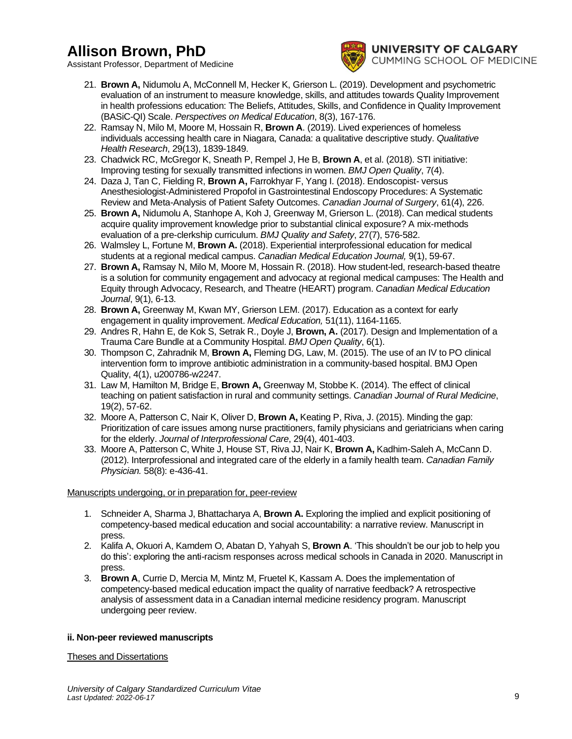21. **Brown A,** Nidumolu A, McConnell M, Hecker K, Grierson L. (2019). Development and psychometric evaluation of an instrument to measure knowledge, skills, and attitudes towards Quality Improvement in health professions education: The Beliefs, Attitudes, Skills, and Confidence in Quality Improvement (BASiC-QI) Scale. *Perspectives on Medical Education*, 8(3), 167-176.
22. Ramsay N, Milo M, Moore M, Hossain R, **Brown A**. (2019). Lived experiences of homeless individuals accessing health care in Niagara, Canada: a qualitative descriptive study. *Qualitative Health Research*, 29(13), 1839-1849.
23. Chadwick RC, McGregor K, Sneath P, Rempel J, He B, **Brown A**, et al. (2018). STI initiative: Improving testing for sexually transmitted infections in women. *BMJ Open Quality*, 7(4).
24. Daza J, Tan C, Fielding R, **Brown A,** Farrokhyar F, Yang I. (2018). Endoscopist- versus Anesthesiologist-Administered Propofol in Gastrointestinal Endoscopy Procedures: A Systematic Review and Meta-Analysis of Patient Safety Outcomes. *Canadian Journal of Surgery*, 61(4), 226.
25. **Brown A,** Nidumolu A, Stanhope A, Koh J, Greenway M, Grierson L. (2018). Can medical students acquire quality improvement knowledge prior to substantial clinical exposure? A mix-methods evaluation of a pre-clerkship curriculum. *BMJ Quality and Safety*, 27(7), 576-582.
26. Walmsley L, Fortune M, **Brown A.** (2018). Experiential interprofessional education for medical students at a regional medical campus. *Canadian Medical Education Journal,* 9(1), 59-67.
27. **Brown A,** Ramsay N, Milo M, Moore M, Hossain R. (2018). How student-led, research-based theatre is a solution for community engagement and advocacy at regional medical campuses: The Health and Equity through Advocacy, Research, and Theatre (HEART) program. *Canadian Medical Education Journal*, 9(1), 6-13.
28. **Brown A,** Greenway M, Kwan MY, Grierson LEM. (2017). Education as a context for early engagement in quality improvement. *Medical Education,* 51(11), 1164-1165.
29. Andres R, Hahn E, de Kok S, Setrak R., Doyle J, **Brown, A.** (2017). Design and Implementation of a Trauma Care Bundle at a Community Hospital. *BMJ Open Quality*, 6(1).
30. Thompson C, Zahradnik M, **Brown A,** Fleming DG, Law, M. (2015). The use of an IV to PO clinical intervention form to improve antibiotic administration in a community-based hospital. BMJ Open Quality, 4(1), u200786-w2247.
31. Law M, Hamilton M, Bridge E, **Brown A,** Greenway M, Stobbe K. (2014). The effect of clinical teaching on patient satisfaction in rural and community settings. *Canadian Journal of Rural Medicine*, 19(2), 57-62.
32. Moore A, Patterson C, Nair K, Oliver D, **Brown A,** Keating P, Riva, J. (2015). Minding the gap: Prioritization of care issues among nurse practitioners, family physicians and geriatricians when caring for the elderly. *Journal of Interprofessional Care*, 29(4), 401-403.
33. Moore A, Patterson C, White J, House ST, Riva JJ, Nair K, **Brown A,** Kadhim-Saleh A, McCann D. (2012). Interprofessional and integrated care of the elderly in a family health team. *Canadian Family Physician.* 58(8): e-436-41.

Manuscripts undergoing, or in preparation for, peer-review

1. Schneider A, Sharma J, Bhattacharya A, **Brown A.** Exploring the implied and explicit positioning of competency-based medical education and social accountability: a narrative review. Manuscript in press.
2. Kalifa A, Okuori A, Kamdem O, Abatan D, Yahyah S, **Brown A**. 'This shouldn't be our job to help you do this': exploring the anti-racism responses across medical schools in Canada in 2020. Manuscript in press.
3. **Brown A**, Currie D, Mercia M, Mintz M, Fruetel K, Kassam A. Does the implementation of competency-based medical education impact the quality of narrative feedback? A retrospective analysis of assessment data in a Canadian internal medicine residency program. Manuscript undergoing peer review.

**ii. Non-peer reviewed manuscripts**

Theses and Dissertations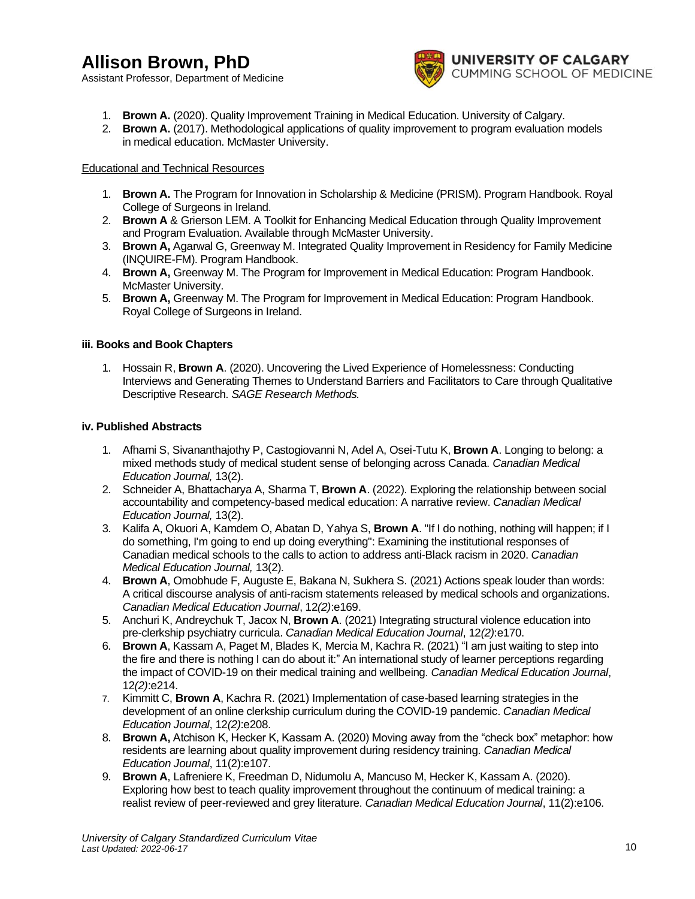1. **Brown A.** (2020). Quality Improvement Training in Medical Education. University of Calgary.
2. **Brown A.** (2017). Methodological applications of quality improvement to program evaluation models in medical education. McMaster University.

Educational and Technical Resources

1. **Brown A.** The Program for Innovation in Scholarship & Medicine (PRISM). Program Handbook. Royal College of Surgeons in Ireland.
2. **Brown A** & Grierson LEM. A Toolkit for Enhancing Medical Education through Quality Improvement and Program Evaluation. Available through McMaster University.
3. **Brown A,** Agarwal G, Greenway M. Integrated Quality Improvement in Residency for Family Medicine (INQUIRE-FM). Program Handbook.
4. **Brown A,** Greenway M. The Program for Improvement in Medical Education: Program Handbook. McMaster University.
5. **Brown A,** Greenway M. The Program for Improvement in Medical Education: Program Handbook. Royal College of Surgeons in Ireland.

**iii. Books and Book Chapters**

1. Hossain R, **Brown A**. (2020). Uncovering the Lived Experience of Homelessness: Conducting Interviews and Generating Themes to Understand Barriers and Facilitators to Care through Qualitative Descriptive Research. *SAGE Research Methods.*

**iv. Published Abstracts**

1. Afhami S, Sivananthajothy P, Castogiovanni N, Adel A, Osei-Tutu K, **Brown A**. Longing to belong: a mixed methods study of medical student sense of belonging across Canada. *Canadian Medical Education Journal,* 13(2).
2. Schneider A, Bhattacharya A, Sharma T, **Brown A**. (2022). Exploring the relationship between social accountability and competency-based medical education: A narrative review. *Canadian Medical Education Journal,* 13(2).
3. Kalifa A, Okuori A, Kamdem O, Abatan D, Yahya S, **Brown A**. "If I do nothing, nothing will happen; if I do something, I'm going to end up doing everything": Examining the institutional responses of Canadian medical schools to the calls to action to address anti-Black racism in 2020. *Canadian Medical Education Journal,* 13(2).
4. **Brown A**, Omobhude F, Auguste E, Bakana N, Sukhera S. (2021) Actions speak louder than words: A critical discourse analysis of anti-racism statements released by medical schools and organizations. *Canadian Medical Education Journal*, 12*(2)*:e169.
5. Anchuri K, Andreychuk T, Jacox N, **Brown A**. (2021) Integrating structural violence education into pre-clerkship psychiatry curricula. *Canadian Medical Education Journal*, 12*(2)*:e170.
6. **Brown A**, Kassam A, Paget M, Blades K, Mercia M, Kachra R. (2021) "I am just waiting to step into the fire and there is nothing I can do about it:" An international study of learner perceptions regarding the impact of COVID-19 on their medical training and wellbeing. *Canadian Medical Education Journal*, 12*(2)*:e214.
7. Kimmitt C, **Brown A**, Kachra R. (2021) Implementation of case-based learning strategies in the development of an online clerkship curriculum during the COVID-19 pandemic. *Canadian Medical Education Journal*, 12*(2)*:e208.
8. **Brown A,** Atchison K, Hecker K, Kassam A. (2020) Moving away from the "check box" metaphor: how residents are learning about quality improvement during residency training. *Canadian Medical Education Journal*, 11(2):e107.
9. **Brown A**, Lafreniere K, Freedman D, Nidumolu A, Mancuso M, Hecker K, Kassam A. (2020). Exploring how best to teach quality improvement throughout the continuum of medical training: a realist review of peer-reviewed and grey literature. *Canadian Medical Education Journal*, 11(2):e106.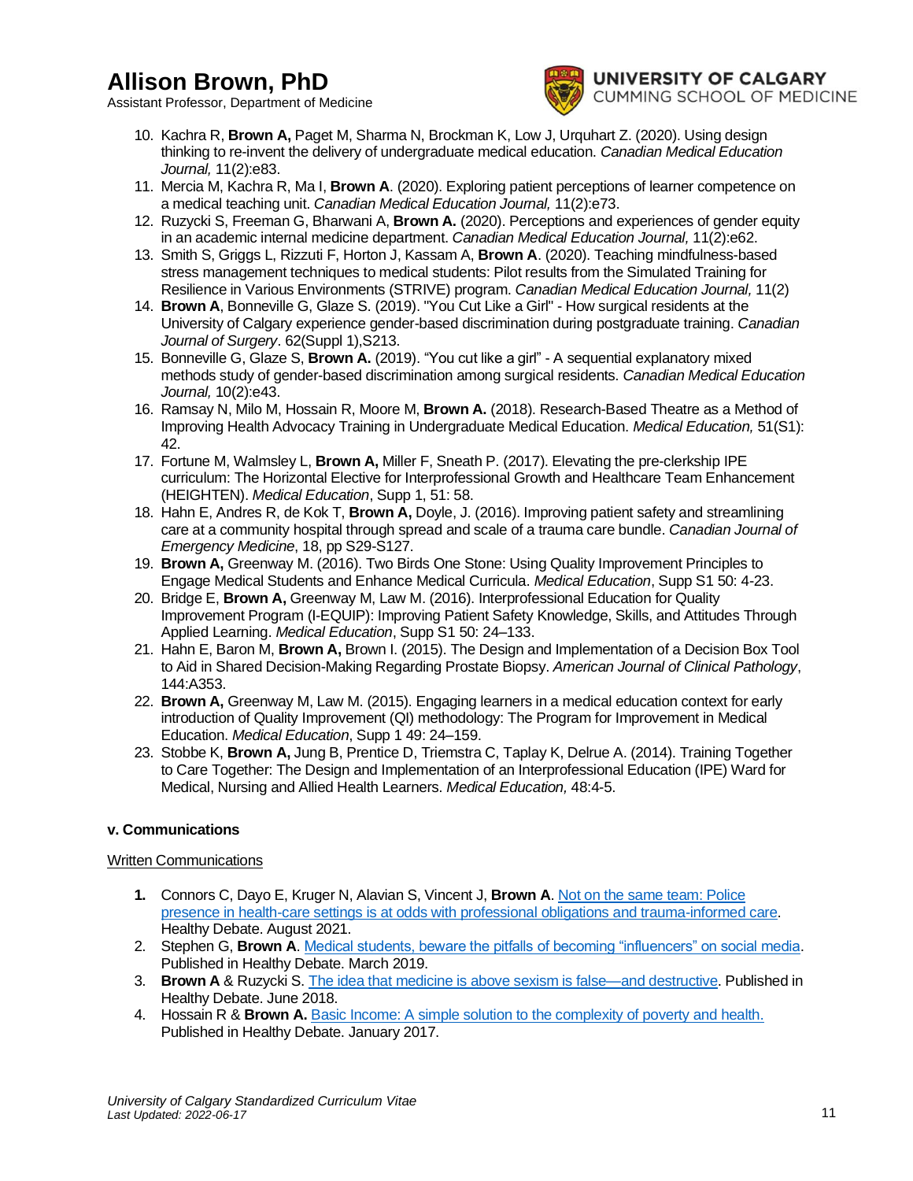10. Kachra R, **Brown A,** Paget M, Sharma N, Brockman K, Low J, Urquhart Z. (2020). Using design thinking to re-invent the delivery of undergraduate medical education. *Canadian Medical Education Journal,* 11(2):e83.
11. Mercia M, Kachra R, Ma I, **Brown A**. (2020). Exploring patient perceptions of learner competence on a medical teaching unit. *Canadian Medical Education Journal,* 11(2):e73.
12. Ruzycki S, Freeman G, Bharwani A, **Brown A.** (2020). Perceptions and experiences of gender equity in an academic internal medicine department. *Canadian Medical Education Journal,* 11(2):e62.
13. Smith S, Griggs L, Rizzuti F, Horton J, Kassam A, **Brown A**. (2020). Teaching mindfulness-based stress management techniques to medical students: Pilot results from the Simulated Training for Resilience in Various Environments (STRIVE) program. *Canadian Medical Education Journal,* 11(2)
14. **Brown A**, Bonneville G, Glaze S. (2019). "You Cut Like a Girl" - How surgical residents at the University of Calgary experience gender-based discrimination during postgraduate training. *Canadian Journal of Surgery*. 62(Suppl 1),S213.
15. Bonneville G, Glaze S, **Brown A.** (2019). "You cut like a girl" - A sequential explanatory mixed methods study of gender-based discrimination among surgical residents. *Canadian Medical Education Journal,* 10(2):e43.
16. Ramsay N, Milo M, Hossain R, Moore M, **Brown A.** (2018). Research-Based Theatre as a Method of Improving Health Advocacy Training in Undergraduate Medical Education. *Medical Education,* 51(S1): 42.
17. Fortune M, Walmsley L, **Brown A,** Miller F, Sneath P. (2017). Elevating the pre-clerkship IPE curriculum: The Horizontal Elective for Interprofessional Growth and Healthcare Team Enhancement (HEIGHTEN). *Medical Education*, Supp 1, 51: 58.
18. Hahn E, Andres R, de Kok T, **Brown A,** Doyle, J. (2016). Improving patient safety and streamlining care at a community hospital through spread and scale of a trauma care bundle. *Canadian Journal of Emergency Medicine*, 18, pp S29-S127.
19. **Brown A,** Greenway M. (2016). Two Birds One Stone: Using Quality Improvement Principles to Engage Medical Students and Enhance Medical Curricula. *Medical Education*, Supp S1 50: 4-23.
20. Bridge E, **Brown A,** Greenway M, Law M. (2016). Interprofessional Education for Quality Improvement Program (I-EQUIP): Improving Patient Safety Knowledge, Skills, and Attitudes Through Applied Learning. *Medical Education*, Supp S1 50: 24–133.
21. Hahn E, Baron M, **Brown A,** Brown I. (2015). The Design and Implementation of a Decision Box Tool to Aid in Shared Decision-Making Regarding Prostate Biopsy. *American Journal of Clinical Pathology*, 144:A353.
22. **Brown A,** Greenway M, Law M. (2015). Engaging learners in a medical education context for early introduction of Quality Improvement (QI) methodology: The Program for Improvement in Medical Education. *Medical Education*, Supp 1 49: 24–159.
23. Stobbe K, **Brown A,** Jung B, Prentice D, Triemstra C, Taplay K, Delrue A. (2014). Training Together to Care Together: The Design and Implementation of an Interprofessional Education (IPE) Ward for Medical, Nursing and Allied Health Learners. *Medical Education,* 48:4-5.

**v. Communications**

Written Communications

1. Connors C, Dayo E, Kruger N, Alavian S, Vincent J, **Brown A**. Not on the same team: Police presence in health-care settings is at odds with professional obligations and trauma-informed care. Healthy Debate. August 2021.
2. Stephen G, **Brown A**. Medical students, beware the pitfalls of becoming "influencers" on social media. Published in Healthy Debate. March 2019.
3. **Brown A** & Ruzycki S. The idea that medicine is above sexism is false—and destructive. Published in Healthy Debate. June 2018.
4. Hossain R & **Brown A.** Basic Income: A simple solution to the complexity of poverty and health. Published in Healthy Debate. January 2017.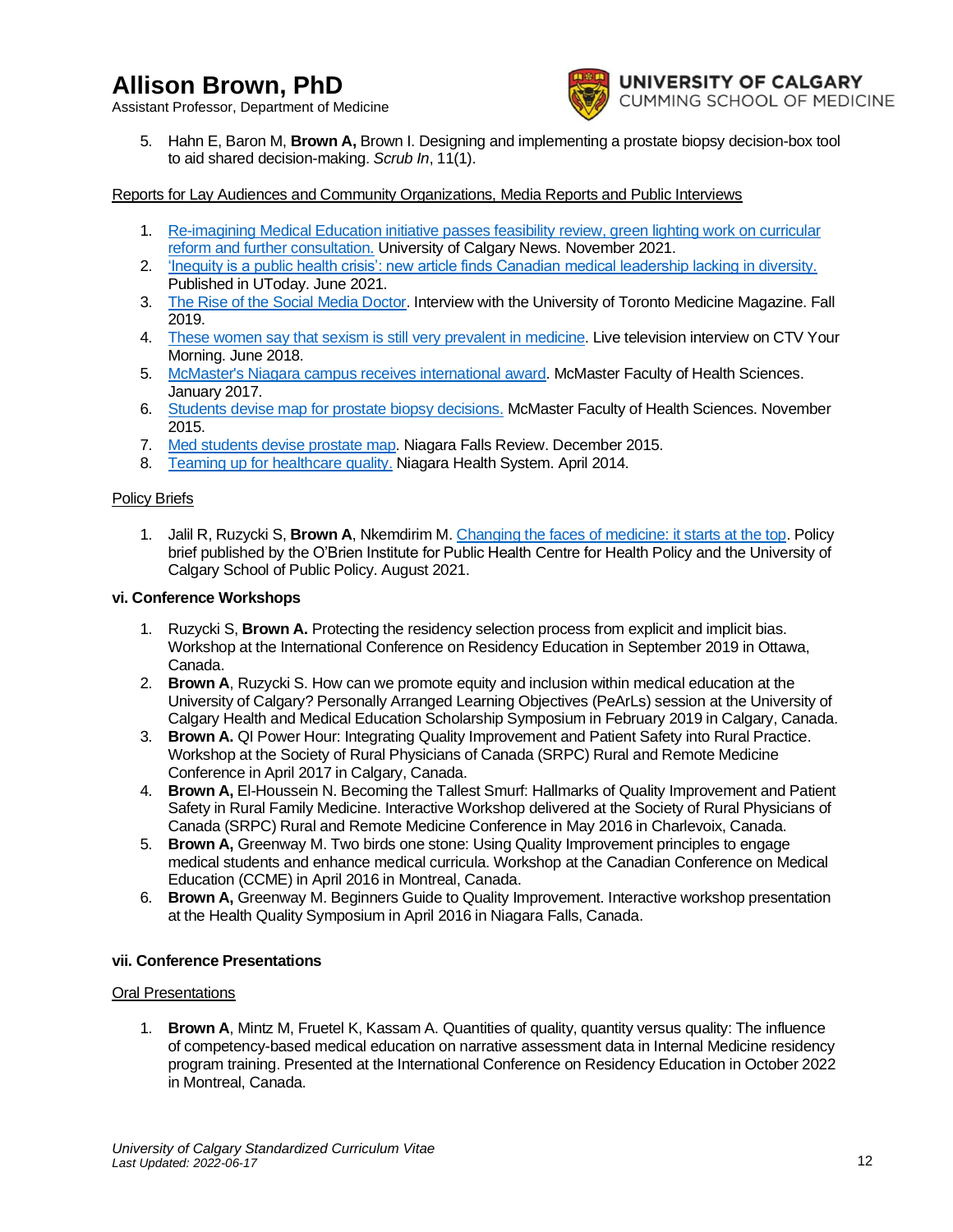5. Hahn E, Baron M, **Brown A,** Brown I. Designing and implementing a prostate biopsy decision-box tool to aid shared decision-making. *Scrub In*, 11(1).

Reports for Lay Audiences and Community Organizations, Media Reports and Public Interviews

1. Re-imagining Medical Education initiative passes feasibility review, green lighting work on curricular reform and further consultation. University of Calgary News. November 2021.
2. 'Inequity is a public health crisis': new article finds Canadian medical leadership lacking in diversity. Published in UToday. June 2021.
3. The Rise of the Social Media Doctor. Interview with the University of Toronto Medicine Magazine. Fall 2019.
4. These women say that sexism is still very prevalent in medicine. Live television interview on CTV Your Morning. June 2018.
5. McMaster's Niagara campus receives international award. McMaster Faculty of Health Sciences. January 2017.
6. Students devise map for prostate biopsy decisions. McMaster Faculty of Health Sciences. November 2015.
7. Med students devise prostate map. Niagara Falls Review. December 2015.
8. Teaming up for healthcare quality. Niagara Health System. April 2014.

Policy Briefs

1. Jalil R, Ruzycki S, **Brown A**, Nkemdirim M. Changing the faces of medicine: it starts at the top. Policy brief published by the O'Brien Institute for Public Health Centre for Health Policy and the University of Calgary School of Public Policy. August 2021.

**vi. Conference Workshops**

1. Ruzycki S, **Brown A.** Protecting the residency selection process from explicit and implicit bias. Workshop at the International Conference on Residency Education in September 2019 in Ottawa, Canada.
2. **Brown A**, Ruzycki S. How can we promote equity and inclusion within medical education at the University of Calgary? Personally Arranged Learning Objectives (PeArLs) session at the University of Calgary Health and Medical Education Scholarship Symposium in February 2019 in Calgary, Canada.
3. **Brown A.** QI Power Hour: Integrating Quality Improvement and Patient Safety into Rural Practice. Workshop at the Society of Rural Physicians of Canada (SRPC) Rural and Remote Medicine Conference in April 2017 in Calgary, Canada.
4. **Brown A,** El-Houssein N. Becoming the Tallest Smurf: Hallmarks of Quality Improvement and Patient Safety in Rural Family Medicine. Interactive Workshop delivered at the Society of Rural Physicians of Canada (SRPC) Rural and Remote Medicine Conference in May 2016 in Charlevoix, Canada.
5. **Brown A,** Greenway M. Two birds one stone: Using Quality Improvement principles to engage medical students and enhance medical curricula. Workshop at the Canadian Conference on Medical Education (CCME) in April 2016 in Montreal, Canada.
6. **Brown A,** Greenway M. Beginners Guide to Quality Improvement. Interactive workshop presentation at the Health Quality Symposium in April 2016 in Niagara Falls, Canada.

**vii. Conference Presentations**

Oral Presentations

1. **Brown A**, Mintz M, Fruetel K, Kassam A. Quantities of quality, quantity versus quality: The influence of competency-based medical education on narrative assessment data in Internal Medicine residency program training. Presented at the International Conference on Residency Education in October 2022 in Montreal, Canada.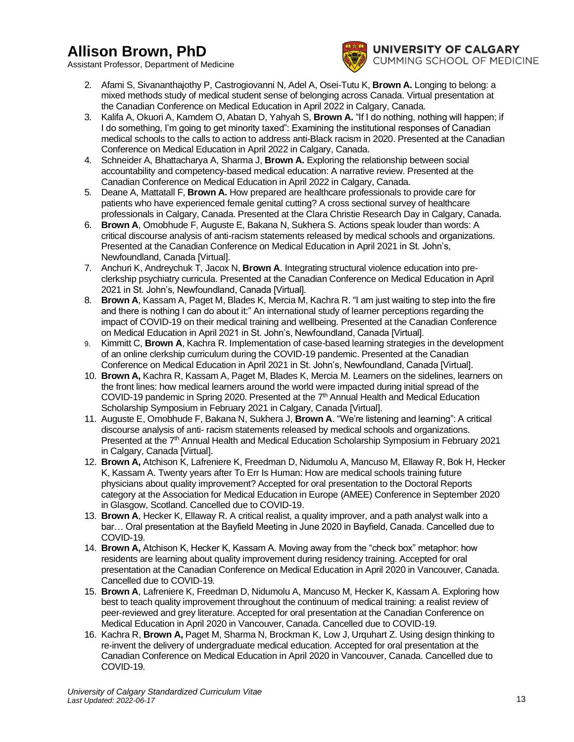2. Afami S, Sivananthajothy P, Castrogiovanni N, Adel A, Osei-Tutu K, **Brown A.** Longing to belong: a mixed methods study of medical student sense of belonging across Canada. Virtual presentation at the Canadian Conference on Medical Education in April 2022 in Calgary, Canada.
3. Kalifa A, Okuori A, Kamdem O, Abatan D, Yahyah S, **Brown A.** "If I do nothing, nothing will happen; if I do something, I'm going to get minority taxed": Examining the institutional responses of Canadian medical schools to the calls to action to address anti-Black racism in 2020. Presented at the Canadian Conference on Medical Education in April 2022 in Calgary, Canada.
4. Schneider A, Bhattacharya A, Sharma J, **Brown A.** Exploring the relationship between social accountability and competency-based medical education: A narrative review. Presented at the Canadian Conference on Medical Education in April 2022 in Calgary, Canada.
5. Deane A, Mattatall F, **Brown A.** How prepared are healthcare professionals to provide care for patients who have experienced female genital cutting? A cross sectional survey of healthcare professionals in Calgary, Canada. Presented at the Clara Christie Research Day in Calgary, Canada.
6. **Brown A**, Omobhude F, Auguste E, Bakana N, Sukhera S. Actions speak louder than words: A critical discourse analysis of anti-racism statements released by medical schools and organizations. Presented at the Canadian Conference on Medical Education in April 2021 in St. John's, Newfoundland, Canada [Virtual].
7. Anchuri K, Andreychuk T, Jacox N, **Brown A**. Integrating structural violence education into pre-clerkship psychiatry curricula. Presented at the Canadian Conference on Medical Education in April 2021 in St. John's, Newfoundland, Canada [Virtual].
8. **Brown A**, Kassam A, Paget M, Blades K, Mercia M, Kachra R. "I am just waiting to step into the fire and there is nothing I can do about it:" An international study of learner perceptions regarding the impact of COVID-19 on their medical training and wellbeing. Presented at the Canadian Conference on Medical Education in April 2021 in St. John's, Newfoundland, Canada [Virtual].
9. Kimmitt C, **Brown A**, Kachra R. Implementation of case-based learning strategies in the development of an online clerkship curriculum during the COVID-19 pandemic. Presented at the Canadian Conference on Medical Education in April 2021 in St. John's, Newfoundland, Canada [Virtual].
10. **Brown A,** Kachra R, Kassam A, Paget M, Blades K, Mercia M. Learners on the sidelines, learners on the front lines: how medical learners around the world were impacted during initial spread of the COVID-19 pandemic in Spring 2020. Presented at the 7th Annual Health and Medical Education Scholarship Symposium in February 2021 in Calgary, Canada [Virtual].
11. Auguste E, Omobhude F, Bakana N, Sukhera J, **Brown A**. "We're listening and learning": A critical discourse analysis of anti- racism statements released by medical schools and organizations. Presented at the 7th Annual Health and Medical Education Scholarship Symposium in February 2021 in Calgary, Canada [Virtual].
12. **Brown A,** Atchison K, Lafreniere K, Freedman D, Nidumolu A, Mancuso M, Ellaway R, Bok H, Hecker K, Kassam A. Twenty years after To Err Is Human: How are medical schools training future physicians about quality improvement? Accepted for oral presentation to the Doctoral Reports category at the Association for Medical Education in Europe (AMEE) Conference in September 2020 in Glasgow, Scotland. Cancelled due to COVID-19.
13. **Brown A**, Hecker K, Ellaway R. A critical realist, a quality improver, and a path analyst walk into a bar… Oral presentation at the Bayfield Meeting in June 2020 in Bayfield, Canada. Cancelled due to COVID-19.
14. **Brown A,** Atchison K, Hecker K, Kassam A. Moving away from the "check box" metaphor: how residents are learning about quality improvement during residency training. Accepted for oral presentation at the Canadian Conference on Medical Education in April 2020 in Vancouver, Canada. Cancelled due to COVID-19*.*
15. **Brown A**, Lafreniere K, Freedman D, Nidumolu A, Mancuso M, Hecker K, Kassam A. Exploring how best to teach quality improvement throughout the continuum of medical training: a realist review of peer-reviewed and grey literature. Accepted for oral presentation at the Canadian Conference on Medical Education in April 2020 in Vancouver, Canada. Cancelled due to COVID-19.
16. Kachra R, **Brown A,** Paget M, Sharma N, Brockman K, Low J, Urquhart Z. Using design thinking to re-invent the delivery of undergraduate medical education. Accepted for oral presentation at the Canadian Conference on Medical Education in April 2020 in Vancouver, Canada. Cancelled due to COVID-19.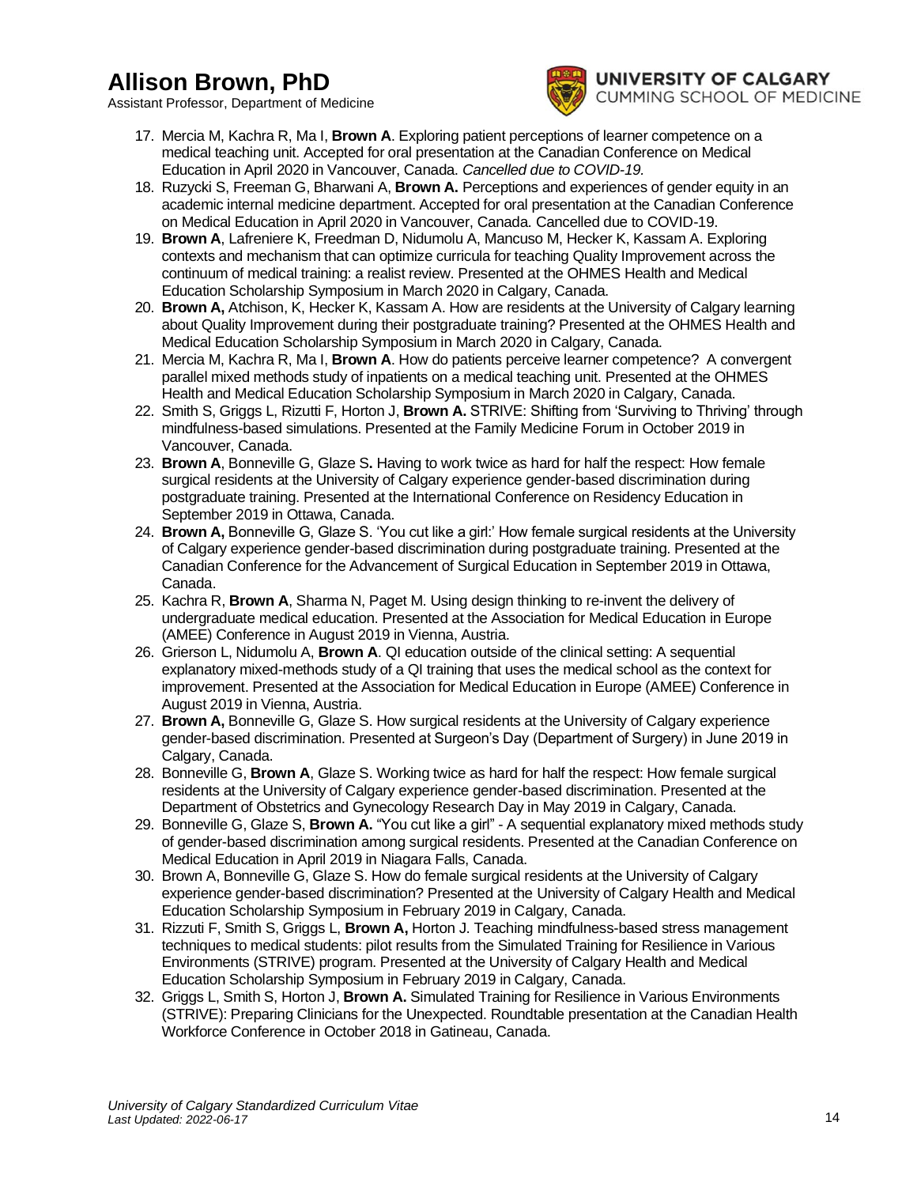17. Mercia M, Kachra R, Ma I, **Brown A**. Exploring patient perceptions of learner competence on a medical teaching unit. Accepted for oral presentation at the Canadian Conference on Medical Education in April 2020 in Vancouver, Canada. *Cancelled due to COVID-19.*
18. Ruzycki S, Freeman G, Bharwani A, **Brown A.** Perceptions and experiences of gender equity in an academic internal medicine department. Accepted for oral presentation at the Canadian Conference on Medical Education in April 2020 in Vancouver, Canada. Cancelled due to COVID-19.
19. **Brown A**, Lafreniere K, Freedman D, Nidumolu A, Mancuso M, Hecker K, Kassam A. Exploring contexts and mechanism that can optimize curricula for teaching Quality Improvement across the continuum of medical training: a realist review. Presented at the OHMES Health and Medical Education Scholarship Symposium in March 2020 in Calgary, Canada.
20. **Brown A,** Atchison, K, Hecker K, Kassam A. How are residents at the University of Calgary learning about Quality Improvement during their postgraduate training? Presented at the OHMES Health and Medical Education Scholarship Symposium in March 2020 in Calgary, Canada.
21. Mercia M, Kachra R, Ma I, **Brown A**. How do patients perceive learner competence? A convergent parallel mixed methods study of inpatients on a medical teaching unit. Presented at the OHMES Health and Medical Education Scholarship Symposium in March 2020 in Calgary, Canada.
22. Smith S, Griggs L, Rizutti F, Horton J, **Brown A.** STRIVE: Shifting from 'Surviving to Thriving' through mindfulness-based simulations. Presented at the Family Medicine Forum in October 2019 in Vancouver, Canada.
23. **Brown A**, Bonneville G, Glaze S**.** Having to work twice as hard for half the respect: How female surgical residents at the University of Calgary experience gender-based discrimination during postgraduate training. Presented at the International Conference on Residency Education in September 2019 in Ottawa, Canada.
24. **Brown A,** Bonneville G, Glaze S. 'You cut like a girl:' How female surgical residents at the University of Calgary experience gender-based discrimination during postgraduate training. Presented at the Canadian Conference for the Advancement of Surgical Education in September 2019 in Ottawa, Canada.
25. Kachra R, **Brown A**, Sharma N, Paget M. Using design thinking to re-invent the delivery of undergraduate medical education. Presented at the Association for Medical Education in Europe (AMEE) Conference in August 2019 in Vienna, Austria.
26. Grierson L, Nidumolu A, **Brown A**. QI education outside of the clinical setting: A sequential explanatory mixed-methods study of a QI training that uses the medical school as the context for improvement. Presented at the Association for Medical Education in Europe (AMEE) Conference in August 2019 in Vienna, Austria.
27. **Brown A,** Bonneville G, Glaze S. How surgical residents at the University of Calgary experience gender-based discrimination. Presented at Surgeon's Day (Department of Surgery) in June 2019 in Calgary, Canada.
28. Bonneville G, **Brown A**, Glaze S. Working twice as hard for half the respect: How female surgical residents at the University of Calgary experience gender-based discrimination. Presented at the Department of Obstetrics and Gynecology Research Day in May 2019 in Calgary, Canada.
29. Bonneville G, Glaze S, **Brown A.** "You cut like a girl" - A sequential explanatory mixed methods study of gender-based discrimination among surgical residents. Presented at the Canadian Conference on Medical Education in April 2019 in Niagara Falls, Canada.
30. Brown A, Bonneville G, Glaze S. How do female surgical residents at the University of Calgary experience gender-based discrimination? Presented at the University of Calgary Health and Medical Education Scholarship Symposium in February 2019 in Calgary, Canada.
31. Rizzuti F, Smith S, Griggs L, **Brown A,** Horton J. Teaching mindfulness-based stress management techniques to medical students: pilot results from the Simulated Training for Resilience in Various Environments (STRIVE) program. Presented at the University of Calgary Health and Medical Education Scholarship Symposium in February 2019 in Calgary, Canada.
32. Griggs L, Smith S, Horton J, **Brown A.** Simulated Training for Resilience in Various Environments (STRIVE): Preparing Clinicians for the Unexpected. Roundtable presentation at the Canadian Health Workforce Conference in October 2018 in Gatineau, Canada.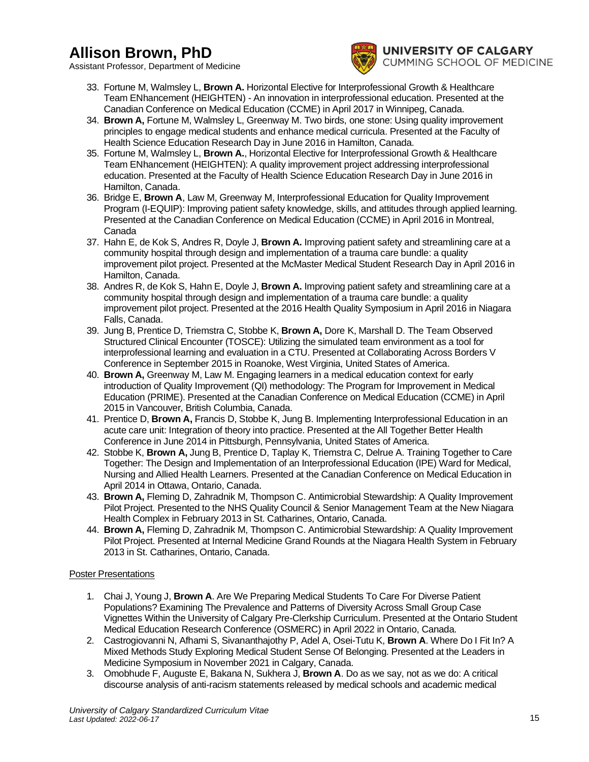33. Fortune M, Walmsley L, **Brown A.** Horizontal Elective for Interprofessional Growth & Healthcare Team ENhancement (HEIGHTEN) - An innovation in interprofessional education. Presented at the Canadian Conference on Medical Education (CCME) in April 2017 in Winnipeg, Canada.
34. **Brown A,** Fortune M, Walmsley L, Greenway M. Two birds, one stone: Using quality improvement principles to engage medical students and enhance medical curricula. Presented at the Faculty of Health Science Education Research Day in June 2016 in Hamilton, Canada.
35. Fortune M, Walmsley L, **Brown A.**, Horizontal Elective for Interprofessional Growth & Healthcare Team ENhancement (HEIGHTEN): A quality improvement project addressing interprofessional education. Presented at the Faculty of Health Science Education Research Day in June 2016 in Hamilton, Canada.
36. Bridge E, **Brown A**, Law M, Greenway M, Interprofessional Education for Quality Improvement Program (I-EQUIP): Improving patient safety knowledge, skills, and attitudes through applied learning. Presented at the Canadian Conference on Medical Education (CCME) in April 2016 in Montreal, Canada
37. Hahn E, de Kok S, Andres R, Doyle J, **Brown A.** Improving patient safety and streamlining care at a community hospital through design and implementation of a trauma care bundle: a quality improvement pilot project. Presented at the McMaster Medical Student Research Day in April 2016 in Hamilton, Canada.
38. Andres R, de Kok S, Hahn E, Doyle J, **Brown A.** Improving patient safety and streamlining care at a community hospital through design and implementation of a trauma care bundle: a quality improvement pilot project. Presented at the 2016 Health Quality Symposium in April 2016 in Niagara Falls, Canada.
39. Jung B, Prentice D, Triemstra C, Stobbe K, **Brown A,** Dore K, Marshall D. The Team Observed Structured Clinical Encounter (TOSCE): Utilizing the simulated team environment as a tool for interprofessional learning and evaluation in a CTU. Presented at Collaborating Across Borders V Conference in September 2015 in Roanoke, West Virginia, United States of America.
40. **Brown A,** Greenway M, Law M. Engaging learners in a medical education context for early introduction of Quality Improvement (QI) methodology: The Program for Improvement in Medical Education (PRIME). Presented at the Canadian Conference on Medical Education (CCME) in April 2015 in Vancouver, British Columbia, Canada.
41. Prentice D, **Brown A,** Francis D, Stobbe K, Jung B. Implementing Interprofessional Education in an acute care unit: Integration of theory into practice. Presented at the All Together Better Health Conference in June 2014 in Pittsburgh, Pennsylvania, United States of America.
42. Stobbe K, **Brown A,** Jung B, Prentice D, Taplay K, Triemstra C, Delrue A. Training Together to Care Together: The Design and Implementation of an Interprofessional Education (IPE) Ward for Medical, Nursing and Allied Health Learners. Presented at the Canadian Conference on Medical Education in April 2014 in Ottawa, Ontario, Canada.
43. **Brown A,** Fleming D, Zahradnik M, Thompson C. Antimicrobial Stewardship: A Quality Improvement Pilot Project. Presented to the NHS Quality Council & Senior Management Team at the New Niagara Health Complex in February 2013 in St. Catharines, Ontario, Canada.
44. **Brown A,** Fleming D, Zahradnik M, Thompson C. Antimicrobial Stewardship: A Quality Improvement Pilot Project. Presented at Internal Medicine Grand Rounds at the Niagara Health System in February 2013 in St. Catharines, Ontario, Canada.

<u>Poster Presentations</u>

1. Chai J, Young J, **Brown A**. Are We Preparing Medical Students To Care For Diverse Patient Populations? Examining The Prevalence and Patterns of Diversity Across Small Group Case Vignettes Within the University of Calgary Pre-Clerkship Curriculum. Presented at the Ontario Student Medical Education Research Conference (OSMERC) in April 2022 in Ontario, Canada.
2. Castrogiovanni N, Afhami S, Sivananthajothy P, Adel A, Osei-Tutu K, **Brown A**. Where Do I Fit In? A Mixed Methods Study Exploring Medical Student Sense Of Belonging. Presented at the Leaders in Medicine Symposium in November 2021 in Calgary, Canada.
3. Omobhude F, Auguste E, Bakana N, Sukhera J, **Brown A**. Do as we say, not as we do: A critical discourse analysis of anti-racism statements released by medical schools and academic medical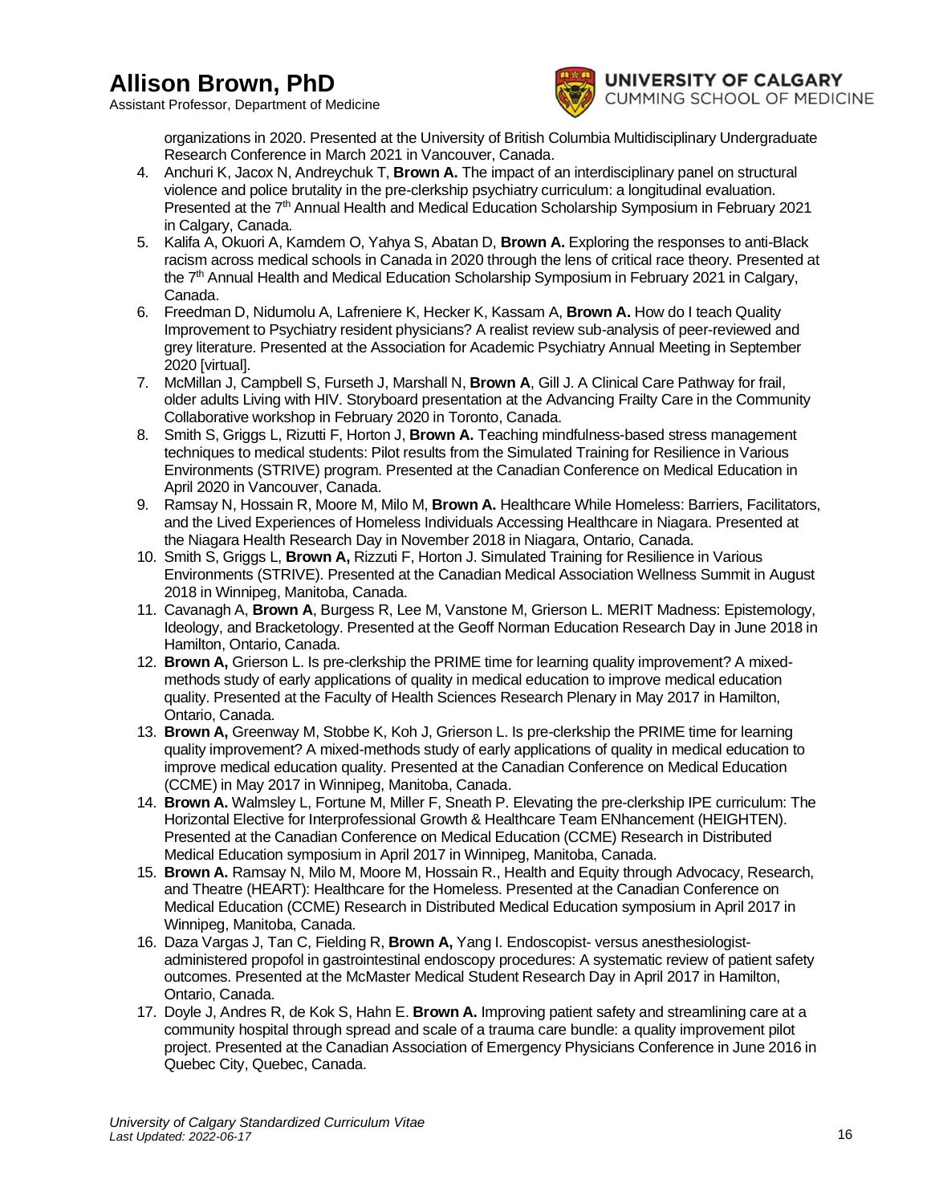organizations in 2020. Presented at the University of British Columbia Multidisciplinary Undergraduate Research Conference in March 2021 in Vancouver, Canada.

4. Anchuri K, Jacox N, Andreychuk T, **Brown A.** The impact of an interdisciplinary panel on structural violence and police brutality in the pre-clerkship psychiatry curriculum: a longitudinal evaluation. Presented at the 7th Annual Health and Medical Education Scholarship Symposium in February 2021 in Calgary, Canada.
5. Kalifa A, Okuori A, Kamdem O, Yahya S, Abatan D, **Brown A.** Exploring the responses to anti-Black racism across medical schools in Canada in 2020 through the lens of critical race theory. Presented at the 7th Annual Health and Medical Education Scholarship Symposium in February 2021 in Calgary, Canada.
6. Freedman D, Nidumolu A, Lafreniere K, Hecker K, Kassam A, **Brown A.** How do I teach Quality Improvement to Psychiatry resident physicians? A realist review sub-analysis of peer-reviewed and grey literature. Presented at the Association for Academic Psychiatry Annual Meeting in September 2020 [virtual].
7. McMillan J, Campbell S, Furseth J, Marshall N, **Brown A**, Gill J. A Clinical Care Pathway for frail, older adults Living with HIV. Storyboard presentation at the Advancing Frailty Care in the Community Collaborative workshop in February 2020 in Toronto, Canada.
8. Smith S, Griggs L, Rizutti F, Horton J, **Brown A.** Teaching mindfulness-based stress management techniques to medical students: Pilot results from the Simulated Training for Resilience in Various Environments (STRIVE) program. Presented at the Canadian Conference on Medical Education in April 2020 in Vancouver, Canada.
9. Ramsay N, Hossain R, Moore M, Milo M, **Brown A.** Healthcare While Homeless: Barriers, Facilitators, and the Lived Experiences of Homeless Individuals Accessing Healthcare in Niagara. Presented at the Niagara Health Research Day in November 2018 in Niagara, Ontario, Canada.
10. Smith S, Griggs L, **Brown A,** Rizzuti F, Horton J. Simulated Training for Resilience in Various Environments (STRIVE). Presented at the Canadian Medical Association Wellness Summit in August 2018 in Winnipeg, Manitoba, Canada.
11. Cavanagh A, **Brown A**, Burgess R, Lee M, Vanstone M, Grierson L. MERIT Madness: Epistemology, Ideology, and Bracketology. Presented at the Geoff Norman Education Research Day in June 2018 in Hamilton, Ontario, Canada.
12. **Brown A,** Grierson L. Is pre-clerkship the PRIME time for learning quality improvement? A mixed-methods study of early applications of quality in medical education to improve medical education quality. Presented at the Faculty of Health Sciences Research Plenary in May 2017 in Hamilton, Ontario, Canada.
13. **Brown A,** Greenway M, Stobbe K, Koh J, Grierson L. Is pre-clerkship the PRIME time for learning quality improvement? A mixed-methods study of early applications of quality in medical education to improve medical education quality. Presented at the Canadian Conference on Medical Education (CCME) in May 2017 in Winnipeg, Manitoba, Canada.
14. **Brown A.** Walmsley L, Fortune M, Miller F, Sneath P. Elevating the pre-clerkship IPE curriculum: The Horizontal Elective for Interprofessional Growth & Healthcare Team ENhancement (HEIGHTEN). Presented at the Canadian Conference on Medical Education (CCME) Research in Distributed Medical Education symposium in April 2017 in Winnipeg, Manitoba, Canada.
15. **Brown A.** Ramsay N, Milo M, Moore M, Hossain R., Health and Equity through Advocacy, Research, and Theatre (HEART): Healthcare for the Homeless. Presented at the Canadian Conference on Medical Education (CCME) Research in Distributed Medical Education symposium in April 2017 in Winnipeg, Manitoba, Canada.
16. Daza Vargas J, Tan C, Fielding R, **Brown A,** Yang I. Endoscopist- versus anesthesiologist-administered propofol in gastrointestinal endoscopy procedures: A systematic review of patient safety outcomes. Presented at the McMaster Medical Student Research Day in April 2017 in Hamilton, Ontario, Canada.
17. Doyle J, Andres R, de Kok S, Hahn E. **Brown A.** Improving patient safety and streamlining care at a community hospital through spread and scale of a trauma care bundle: a quality improvement pilot project. Presented at the Canadian Association of Emergency Physicians Conference in June 2016 in Quebec City, Quebec, Canada.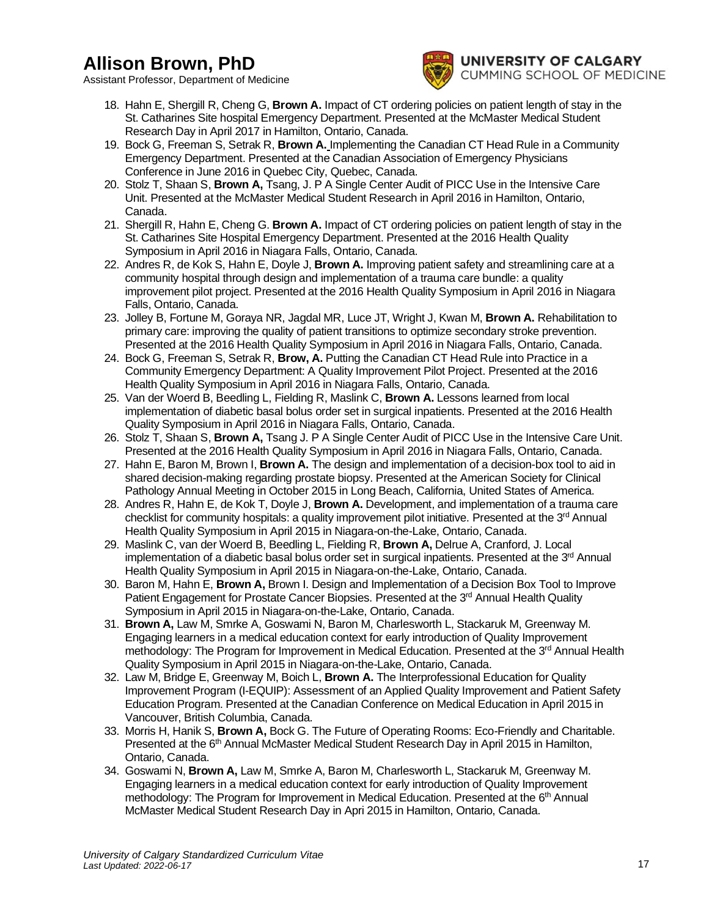18. Hahn E, Shergill R, Cheng G, **Brown A.** Impact of CT ordering policies on patient length of stay in the St. Catharines Site hospital Emergency Department. Presented at the McMaster Medical Student Research Day in April 2017 in Hamilton, Ontario, Canada.
19. Bock G, Freeman S, Setrak R, **Brown A.** Implementing the Canadian CT Head Rule in a Community Emergency Department. Presented at the Canadian Association of Emergency Physicians Conference in June 2016 in Quebec City, Quebec, Canada.
20. Stolz T, Shaan S, **Brown A,** Tsang, J. P A Single Center Audit of PICC Use in the Intensive Care Unit. Presented at the McMaster Medical Student Research in April 2016 in Hamilton, Ontario, Canada.
21. Shergill R, Hahn E, Cheng G. **Brown A.** Impact of CT ordering policies on patient length of stay in the St. Catharines Site Hospital Emergency Department. Presented at the 2016 Health Quality Symposium in April 2016 in Niagara Falls, Ontario, Canada.
22. Andres R, de Kok S, Hahn E, Doyle J, **Brown A.** Improving patient safety and streamlining care at a community hospital through design and implementation of a trauma care bundle: a quality improvement pilot project. Presented at the 2016 Health Quality Symposium in April 2016 in Niagara Falls, Ontario, Canada.
23. Jolley B, Fortune M, Goraya NR, Jagdal MR, Luce JT, Wright J, Kwan M, **Brown A.** Rehabilitation to primary care: improving the quality of patient transitions to optimize secondary stroke prevention. Presented at the 2016 Health Quality Symposium in April 2016 in Niagara Falls, Ontario, Canada.
24. Bock G, Freeman S, Setrak R, **Brow, A.** Putting the Canadian CT Head Rule into Practice in a Community Emergency Department: A Quality Improvement Pilot Project. Presented at the 2016 Health Quality Symposium in April 2016 in Niagara Falls, Ontario, Canada.
25. Van der Woerd B, Beedling L, Fielding R, Maslink C, **Brown A.** Lessons learned from local implementation of diabetic basal bolus order set in surgical inpatients. Presented at the 2016 Health Quality Symposium in April 2016 in Niagara Falls, Ontario, Canada.
26. Stolz T, Shaan S, **Brown A,** Tsang J. P A Single Center Audit of PICC Use in the Intensive Care Unit. Presented at the 2016 Health Quality Symposium in April 2016 in Niagara Falls, Ontario, Canada.
27. Hahn E, Baron M, Brown I, **Brown A.** The design and implementation of a decision-box tool to aid in shared decision-making regarding prostate biopsy. Presented at the American Society for Clinical Pathology Annual Meeting in October 2015 in Long Beach, California, United States of America.
28. Andres R, Hahn E, de Kok T, Doyle J, **Brown A.** Development, and implementation of a trauma care checklist for community hospitals: a quality improvement pilot initiative. Presented at the 3rd Annual Health Quality Symposium in April 2015 in Niagara-on-the-Lake, Ontario, Canada.
29. Maslink C, van der Woerd B, Beedling L, Fielding R, **Brown A,** Delrue A, Cranford, J. Local implementation of a diabetic basal bolus order set in surgical inpatients. Presented at the 3rd Annual Health Quality Symposium in April 2015 in Niagara-on-the-Lake, Ontario, Canada.
30. Baron M, Hahn E, **Brown A,** Brown I. Design and Implementation of a Decision Box Tool to Improve Patient Engagement for Prostate Cancer Biopsies. Presented at the 3rd Annual Health Quality Symposium in April 2015 in Niagara-on-the-Lake, Ontario, Canada.
31. **Brown A,** Law M, Smrke A, Goswami N, Baron M, Charlesworth L, Stackaruk M, Greenway M. Engaging learners in a medical education context for early introduction of Quality Improvement methodology: The Program for Improvement in Medical Education. Presented at the 3rd Annual Health Quality Symposium in April 2015 in Niagara-on-the-Lake, Ontario, Canada.
32. Law M, Bridge E, Greenway M, Boich L, **Brown A.** The Interprofessional Education for Quality Improvement Program (I-EQUIP): Assessment of an Applied Quality Improvement and Patient Safety Education Program. Presented at the Canadian Conference on Medical Education in April 2015 in Vancouver, British Columbia, Canada.
33. Morris H, Hanik S, **Brown A,** Bock G. The Future of Operating Rooms: Eco-Friendly and Charitable. Presented at the 6th Annual McMaster Medical Student Research Day in April 2015 in Hamilton, Ontario, Canada.
34. Goswami N, **Brown A,** Law M, Smrke A, Baron M, Charlesworth L, Stackaruk M, Greenway M. Engaging learners in a medical education context for early introduction of Quality Improvement methodology: The Program for Improvement in Medical Education. Presented at the 6th Annual McMaster Medical Student Research Day in Apri 2015 in Hamilton, Ontario, Canada.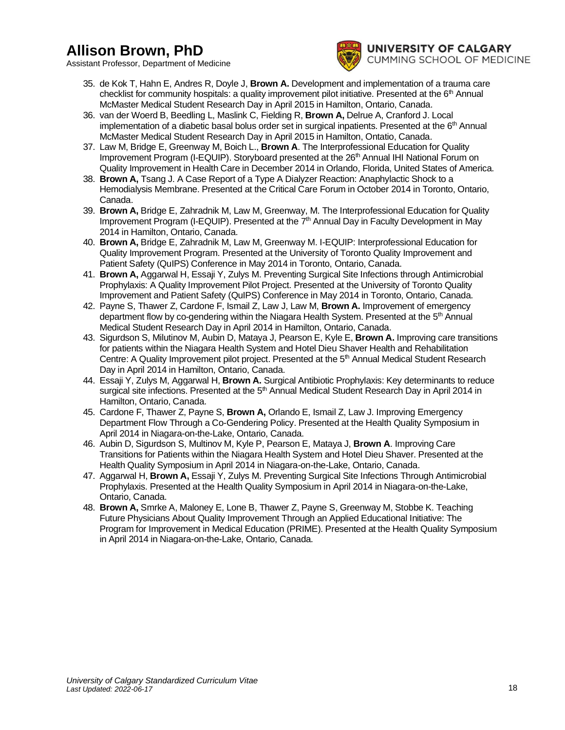35. de Kok T, Hahn E, Andres R, Doyle J, **Brown A.** Development and implementation of a trauma care checklist for community hospitals: a quality improvement pilot initiative. Presented at the 6th Annual McMaster Medical Student Research Day in April 2015 in Hamilton, Ontario, Canada.
36. van der Woerd B, Beedling L, Maslink C, Fielding R, **Brown A,** Delrue A, Cranford J. Local implementation of a diabetic basal bolus order set in surgical inpatients. Presented at the 6th Annual McMaster Medical Student Research Day in April 2015 in Hamilton, Ontatio, Canada.
37. Law M, Bridge E, Greenway M, Boich L., **Brown A**. The Interprofessional Education for Quality Improvement Program (I-EQUIP). Storyboard presented at the 26th Annual IHI National Forum on Quality Improvement in Health Care in December 2014 in Orlando, Florida, United States of America.
38. **Brown A,** Tsang J. A Case Report of a Type A Dialyzer Reaction: Anaphylactic Shock to a Hemodialysis Membrane. Presented at the Critical Care Forum in October 2014 in Toronto, Ontario, Canada.
39. **Brown A,** Bridge E, Zahradnik M, Law M, Greenway, M. The Interprofessional Education for Quality Improvement Program (I-EQUIP). Presented at the 7th Annual Day in Faculty Development in May 2014 in Hamilton, Ontario, Canada.
40. **Brown A,** Bridge E, Zahradnik M, Law M, Greenway M. I-EQUIP: Interprofessional Education for Quality Improvement Program. Presented at the University of Toronto Quality Improvement and Patient Safety (QuIPS) Conference in May 2014 in Toronto, Ontario, Canada.
41. **Brown A,** Aggarwal H, Essaji Y, Zulys M. Preventing Surgical Site Infections through Antimicrobial Prophylaxis: A Quality Improvement Pilot Project. Presented at the University of Toronto Quality Improvement and Patient Safety (QuIPS) Conference in May 2014 in Toronto, Ontario, Canada.
42. Payne S, Thawer Z, Cardone F, Ismail Z, Law J, Law M, **Brown A.** Improvement of emergency department flow by co-gendering within the Niagara Health System. Presented at the 5th Annual Medical Student Research Day in April 2014 in Hamilton, Ontario, Canada.
43. Sigurdson S, Milutinov M, Aubin D, Mataya J, Pearson E, Kyle E, **Brown A.** Improving care transitions for patients within the Niagara Health System and Hotel Dieu Shaver Health and Rehabilitation Centre: A Quality Improvement pilot project. Presented at the 5th Annual Medical Student Research Day in April 2014 in Hamilton, Ontario, Canada.
44. Essaji Y, Zulys M, Aggarwal H, **Brown A.** Surgical Antibiotic Prophylaxis: Key determinants to reduce surgical site infections. Presented at the 5th Annual Medical Student Research Day in April 2014 in Hamilton, Ontario, Canada.
45. Cardone F, Thawer Z, Payne S, **Brown A,** Orlando E, Ismail Z, Law J. Improving Emergency Department Flow Through a Co-Gendering Policy. Presented at the Health Quality Symposium in April 2014 in Niagara-on-the-Lake, Ontario, Canada.
46. Aubin D, Sigurdson S, Multinov M, Kyle P, Pearson E, Mataya J, **Brown A**. Improving Care Transitions for Patients within the Niagara Health System and Hotel Dieu Shaver. Presented at the Health Quality Symposium in April 2014 in Niagara-on-the-Lake, Ontario, Canada.
47. Aggarwal H, **Brown A,** Essaji Y, Zulys M. Preventing Surgical Site Infections Through Antimicrobial Prophylaxis. Presented at the Health Quality Symposium in April 2014 in Niagara-on-the-Lake, Ontario, Canada.
48. **Brown A,** Smrke A, Maloney E, Lone B, Thawer Z, Payne S, Greenway M, Stobbe K. Teaching Future Physicians About Quality Improvement Through an Applied Educational Initiative: The Program for Improvement in Medical Education (PRIME). Presented at the Health Quality Symposium in April 2014 in Niagara-on-the-Lake, Ontario, Canada.